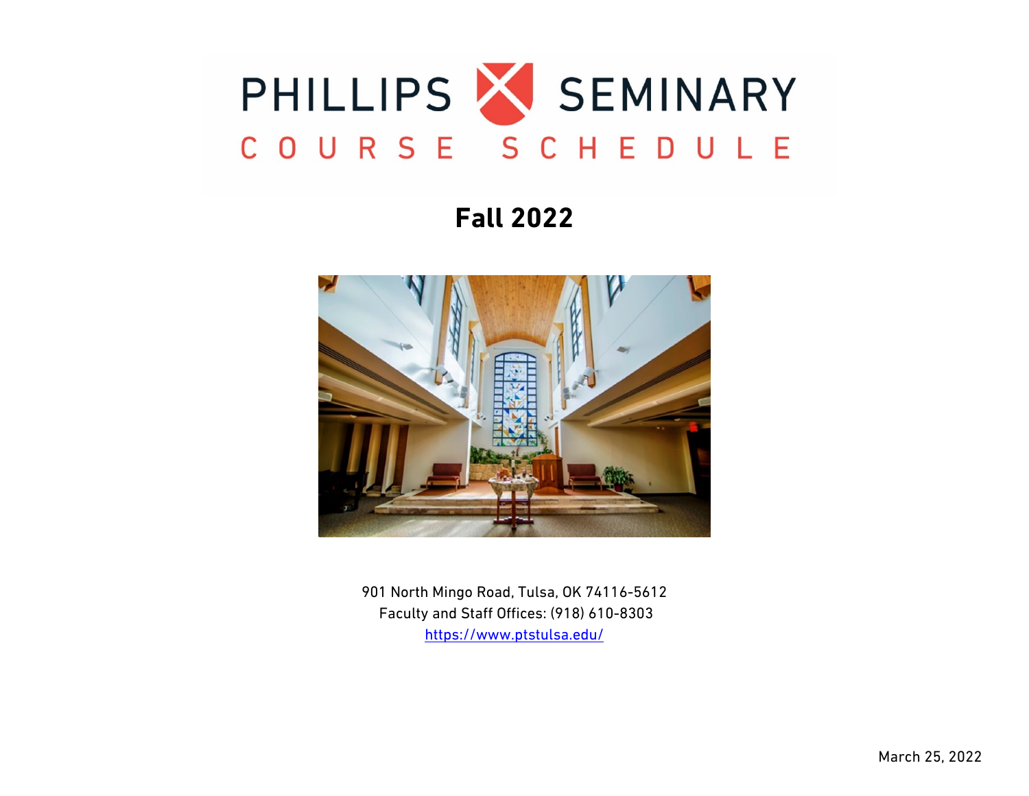# PHILLIPS SEMINARY

## COURSE SCHEDULE

## Fall 2022

901 North Mingo Road, Tulsa, OK 74116-5612
Faculty and Staff Offices: (918) 610-8303
https://www.ptstulsa.edu/

March 25, 2022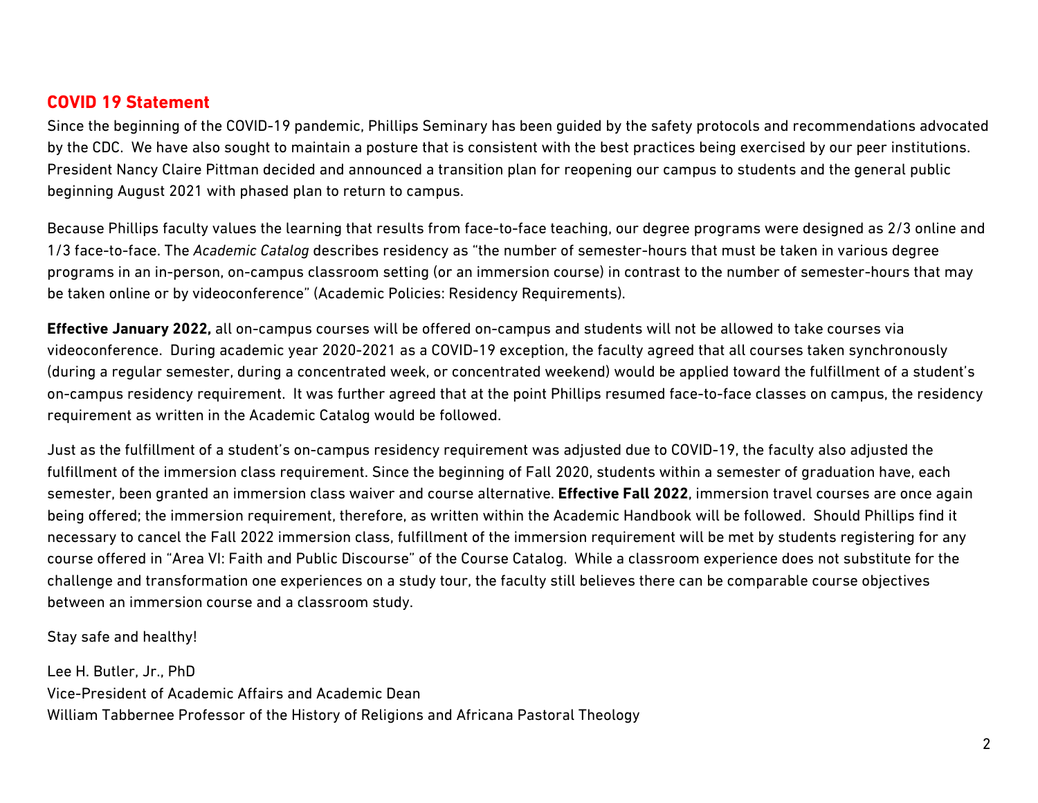## COVID 19 Statement

Since the beginning of the COVID-19 pandemic, Phillips Seminary has been guided by the safety protocols and recommendations advocated by the CDC. We have also sought to maintain a posture that is consistent with the best practices being exercised by our peer institutions. President Nancy Claire Pittman decided and announced a transition plan for reopening our campus to students and the general public beginning August 2021 with phased plan to return to campus.

Because Phillips faculty values the learning that results from face-to-face teaching, our degree programs were designed as 2/3 online and 1/3 face-to-face. The *Academic Catalog* describes residency as "the number of semester-hours that must be taken in various degree programs in an in-person, on-campus classroom setting (or an immersion course) in contrast to the number of semester-hours that may be taken online or by videoconference" (Academic Policies: Residency Requirements).

**Effective January 2022,** all on-campus courses will be offered on-campus and students will not be allowed to take courses via videoconference. During academic year 2020-2021 as a COVID-19 exception, the faculty agreed that all courses taken synchronously (during a regular semester, during a concentrated week, or concentrated weekend) would be applied toward the fulfillment of a student's on-campus residency requirement. It was further agreed that at the point Phillips resumed face-to-face classes on campus, the residency requirement as written in the Academic Catalog would be followed.

Just as the fulfillment of a student's on-campus residency requirement was adjusted due to COVID-19, the faculty also adjusted the fulfillment of the immersion class requirement. Since the beginning of Fall 2020, students within a semester of graduation have, each semester, been granted an immersion class waiver and course alternative. **Effective Fall 2022**, immersion travel courses are once again being offered; the immersion requirement, therefore, as written within the Academic Handbook will be followed. Should Phillips find it necessary to cancel the Fall 2022 immersion class, fulfillment of the immersion requirement will be met by students registering for any course offered in "Area VI: Faith and Public Discourse" of the Course Catalog. While a classroom experience does not substitute for the challenge and transformation one experiences on a study tour, the faculty still believes there can be comparable course objectives between an immersion course and a classroom study.

Stay safe and healthy!

Lee H. Butler, Jr., PhD
Vice-President of Academic Affairs and Academic Dean
William Tabbernee Professor of the History of Religions and Africana Pastoral Theology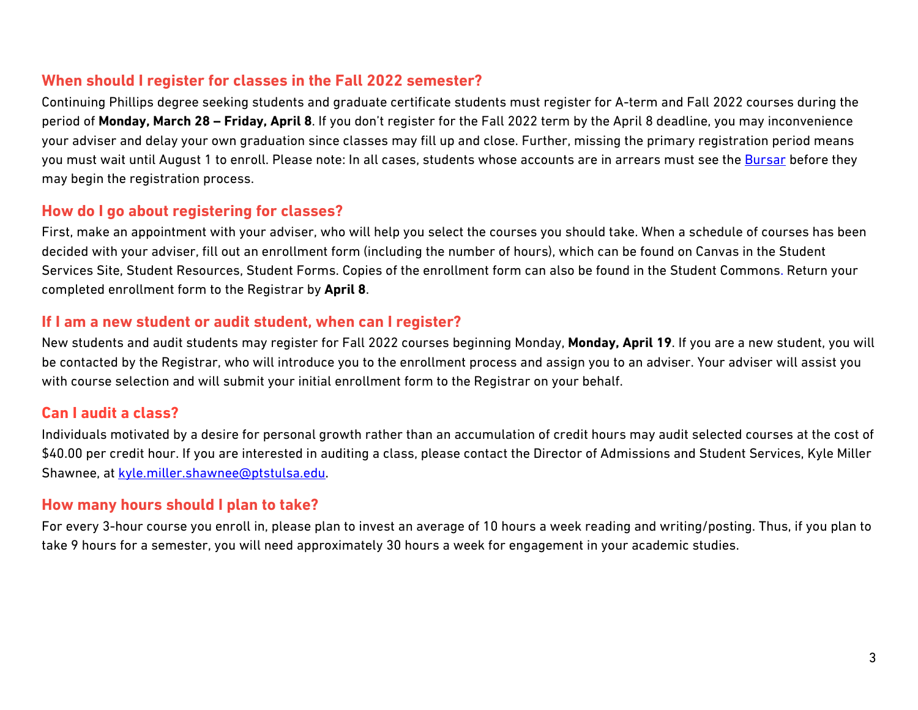## When should I register for classes in the Fall 2022 semester?

Continuing Phillips degree seeking students and graduate certificate students must register for A-term and Fall 2022 courses during the period of **Monday, March 28 – Friday, April 8**. If you don't register for the Fall 2022 term by the April 8 deadline, you may inconvenience your adviser and delay your own graduation since classes may fill up and close. Further, missing the primary registration period means you must wait until August 1 to enroll. Please note: In all cases, students whose accounts are in arrears must see the Bursar before they may begin the registration process.

## How do I go about registering for classes?

First, make an appointment with your adviser, who will help you select the courses you should take. When a schedule of courses has been decided with your adviser, fill out an enrollment form (including the number of hours), which can be found on Canvas in the Student Services Site, Student Resources, Student Forms. Copies of the enrollment form can also be found in the Student Commons. Return your completed enrollment form to the Registrar by **April 8**.

## If I am a new student or audit student, when can I register?

New students and audit students may register for Fall 2022 courses beginning Monday, **Monday, April 19**. If you are a new student, you will be contacted by the Registrar, who will introduce you to the enrollment process and assign you to an adviser. Your adviser will assist you with course selection and will submit your initial enrollment form to the Registrar on your behalf.

## Can I audit a class?

Individuals motivated by a desire for personal growth rather than an accumulation of credit hours may audit selected courses at the cost of $40.00 per credit hour. If you are interested in auditing a class, please contact the Director of Admissions and Student Services, Kyle Miller Shawnee, at kyle.miller.shawnee@ptstulsa.edu.

## How many hours should I plan to take?

For every 3-hour course you enroll in, please plan to invest an average of 10 hours a week reading and writing/posting. Thus, if you plan to take 9 hours for a semester, you will need approximately 30 hours a week for engagement in your academic studies.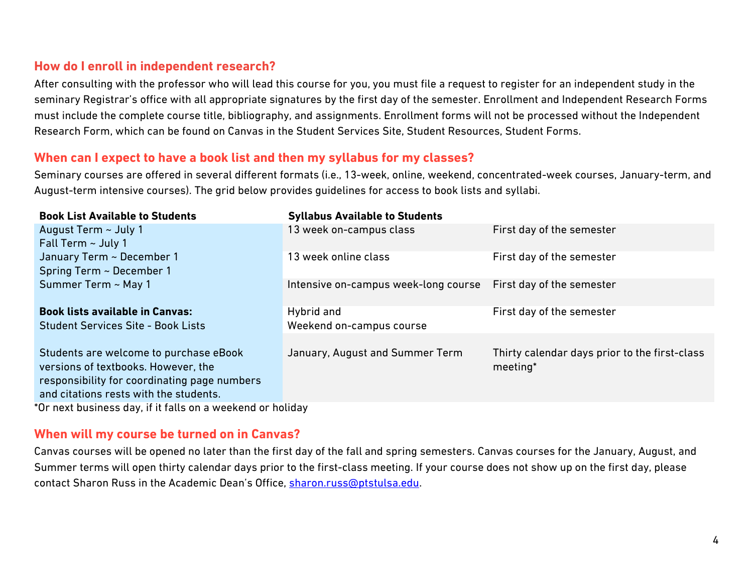## How do I enroll in independent research?

After consulting with the professor who will lead this course for you, you must file a request to register for an independent study in the seminary Registrar's office with all appropriate signatures by the first day of the semester. Enrollment and Independent Research Forms must include the complete course title, bibliography, and assignments. Enrollment forms will not be processed without the Independent Research Form, which can be found on Canvas in the Student Services Site, Student Resources, Student Forms.

## When can I expect to have a book list and then my syllabus for my classes?

Seminary courses are offered in several different formats (i.e., 13-week, online, weekend, concentrated-week courses, January-term, and August-term intensive courses). The grid below provides guidelines for access to book lists and syllabi.

| Book List Available to Students | Syllabus Available to Students | |
|---|---|---|
| August Term ~ July 1<br>Fall Term ~ July 1 | 13 week on-campus class | First day of the semester |
| January Term ~ December 1<br>Spring Term ~ December 1 | 13 week online class | First day of the semester |
| Summer Term ~ May 1 | Intensive on-campus week-long course | First day of the semester |
| **Book lists available in Canvas:**<br>Student Services Site - Book Lists | Hybrid and<br>Weekend on-campus course | First day of the semester |
| Students are welcome to purchase eBook versions of textbooks. However, the responsibility for coordinating page numbers and citations rests with the students. | January, August and Summer Term | Thirty calendar days prior to the first-class meeting* |

*Or next business day, if it falls on a weekend or holiday

## When will my course be turned on in Canvas?

Canvas courses will be opened no later than the first day of the fall and spring semesters. Canvas courses for the January, August, and Summer terms will open thirty calendar days prior to the first-class meeting. If your course does not show up on the first day, please contact Sharon Russ in the Academic Dean's Office, sharon.russ@ptstulsa.edu.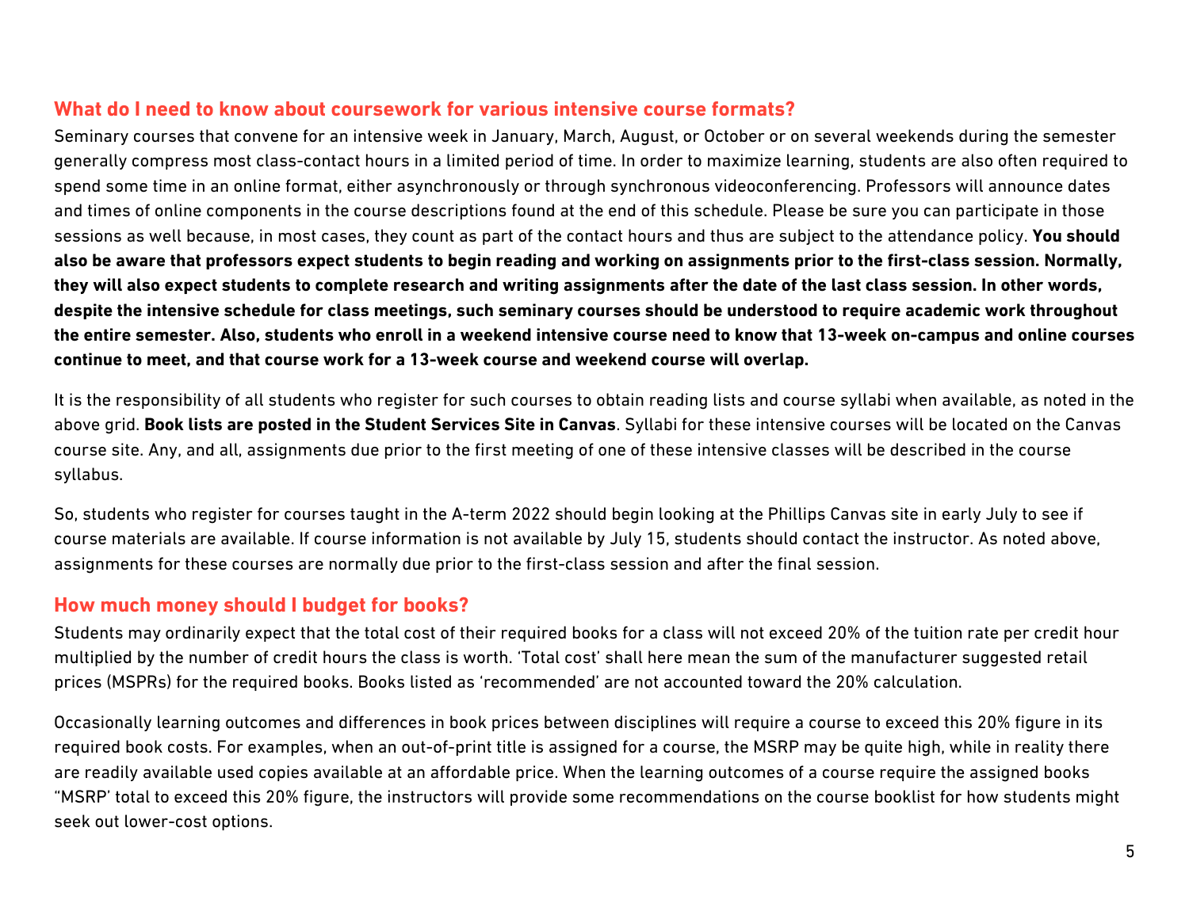## What do I need to know about coursework for various intensive course formats?

Seminary courses that convene for an intensive week in January, March, August, or October or on several weekends during the semester generally compress most class-contact hours in a limited period of time. In order to maximize learning, students are also often required to spend some time in an online format, either asynchronously or through synchronous videoconferencing. Professors will announce dates and times of online components in the course descriptions found at the end of this schedule. Please be sure you can participate in those sessions as well because, in most cases, they count as part of the contact hours and thus are subject to the attendance policy. **You should also be aware that professors expect students to begin reading and working on assignments prior to the first-class session. Normally, they will also expect students to complete research and writing assignments after the date of the last class session. In other words, despite the intensive schedule for class meetings, such seminary courses should be understood to require academic work throughout the entire semester. Also, students who enroll in a weekend intensive course need to know that 13-week on-campus and online courses continue to meet, and that course work for a 13-week course and weekend course will overlap.**

It is the responsibility of all students who register for such courses to obtain reading lists and course syllabi when available, as noted in the above grid. **Book lists are posted in the Student Services Site in Canvas**. Syllabi for these intensive courses will be located on the Canvas course site. Any, and all, assignments due prior to the first meeting of one of these intensive classes will be described in the course syllabus.

So, students who register for courses taught in the A-term 2022 should begin looking at the Phillips Canvas site in early July to see if course materials are available. If course information is not available by July 15, students should contact the instructor. As noted above, assignments for these courses are normally due prior to the first-class session and after the final session.

## How much money should I budget for books?

Students may ordinarily expect that the total cost of their required books for a class will not exceed 20% of the tuition rate per credit hour multiplied by the number of credit hours the class is worth. 'Total cost' shall here mean the sum of the manufacturer suggested retail prices (MSPRs) for the required books. Books listed as 'recommended' are not accounted toward the 20% calculation.

Occasionally learning outcomes and differences in book prices between disciplines will require a course to exceed this 20% figure in its required book costs. For examples, when an out-of-print title is assigned for a course, the MSRP may be quite high, while in reality there are readily available used copies available at an affordable price. When the learning outcomes of a course require the assigned books "MSRP' total to exceed this 20% figure, the instructors will provide some recommendations on the course booklist for how students might seek out lower-cost options.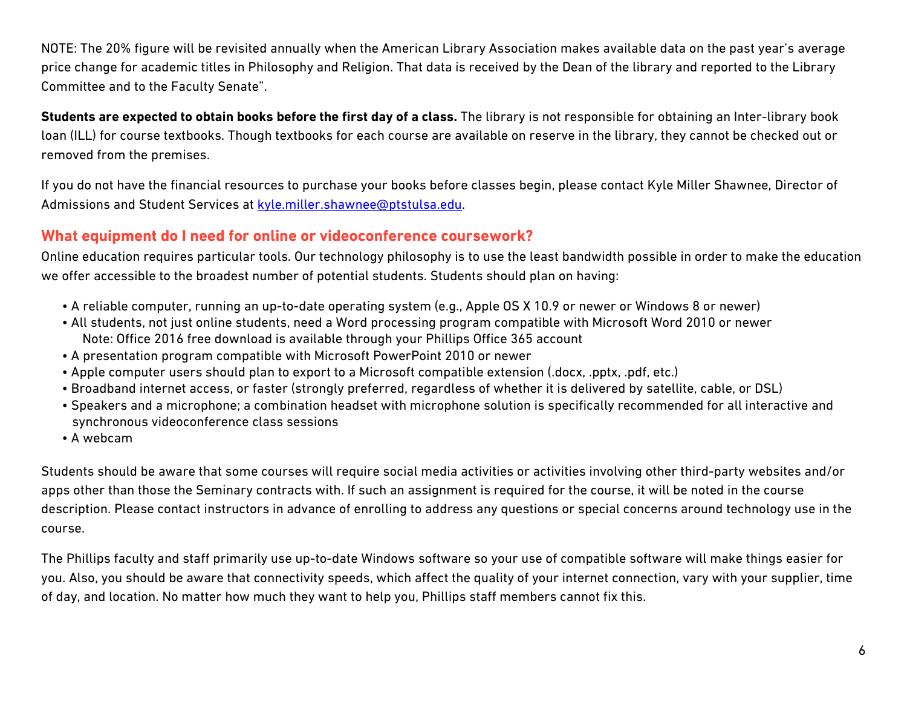NOTE: The 20% figure will be revisited annually when the American Library Association makes available data on the past year's average price change for academic titles in Philosophy and Religion. That data is received by the Dean of the library and reported to the Library Committee and to the Faculty Senate".

**Students are expected to obtain books before the first day of a class.** The library is not responsible for obtaining an Inter-library book loan (ILL) for course textbooks. Though textbooks for each course are available on reserve in the library, they cannot be checked out or removed from the premises.

If you do not have the financial resources to purchase your books before classes begin, please contact Kyle Miller Shawnee, Director of Admissions and Student Services at kyle.miller.shawnee@ptstulsa.edu.

## What equipment do I need for online or videoconference coursework?

Online education requires particular tools. Our technology philosophy is to use the least bandwidth possible in order to make the education we offer accessible to the broadest number of potential students. Students should plan on having:

- A reliable computer, running an up-to-date operating system (e.g., Apple OS X 10.9 or newer or Windows 8 or newer)
- All students, not just online students, need a Word processing program compatible with Microsoft Word 2010 or newer
  Note: Office 2016 free download is available through your Phillips Office 365 account
- A presentation program compatible with Microsoft PowerPoint 2010 or newer
- Apple computer users should plan to export to a Microsoft compatible extension (.docx, .pptx, .pdf, etc.)
- Broadband internet access, or faster (strongly preferred, regardless of whether it is delivered by satellite, cable, or DSL)
- Speakers and a microphone; a combination headset with microphone solution is specifically recommended for all interactive and synchronous videoconference class sessions
- A webcam

Students should be aware that some courses will require social media activities or activities involving other third-party websites and/or apps other than those the Seminary contracts with. If such an assignment is required for the course, it will be noted in the course description. Please contact instructors in advance of enrolling to address any questions or special concerns around technology use in the course.

The Phillips faculty and staff primarily use up-to-date Windows software so your use of compatible software will make things easier for you. Also, you should be aware that connectivity speeds, which affect the quality of your internet connection, vary with your supplier, time of day, and location. No matter how much they want to help you, Phillips staff members cannot fix this.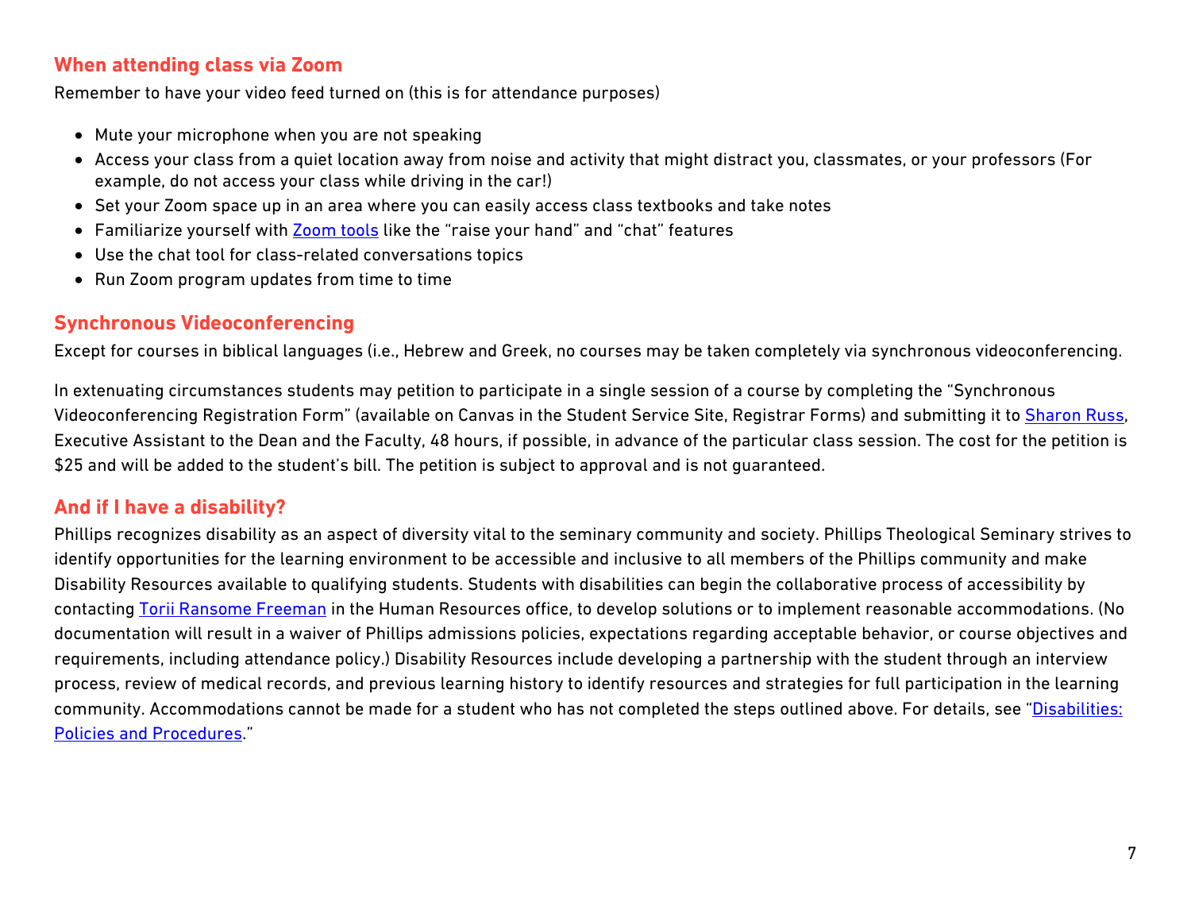## When attending class via Zoom

Remember to have your video feed turned on (this is for attendance purposes)

- Mute your microphone when you are not speaking
- Access your class from a quiet location away from noise and activity that might distract you, classmates, or your professors (For example, do not access your class while driving in the car!)
- Set your Zoom space up in an area where you can easily access class textbooks and take notes
- Familiarize yourself with Zoom tools like the "raise your hand" and "chat" features
- Use the chat tool for class-related conversations topics
- Run Zoom program updates from time to time

## Synchronous Videoconferencing

Except for courses in biblical languages (i.e., Hebrew and Greek, no courses may be taken completely via synchronous videoconferencing.

In extenuating circumstances students may petition to participate in a single session of a course by completing the "Synchronous Videoconferencing Registration Form" (available on Canvas in the Student Service Site, Registrar Forms) and submitting it to Sharon Russ, Executive Assistant to the Dean and the Faculty, 48 hours, if possible, in advance of the particular class session. The cost for the petition is $25 and will be added to the student's bill. The petition is subject to approval and is not guaranteed.

## And if I have a disability?

Phillips recognizes disability as an aspect of diversity vital to the seminary community and society. Phillips Theological Seminary strives to identify opportunities for the learning environment to be accessible and inclusive to all members of the Phillips community and make Disability Resources available to qualifying students. Students with disabilities can begin the collaborative process of accessibility by contacting Torii Ransome Freeman in the Human Resources office, to develop solutions or to implement reasonable accommodations. (No documentation will result in a waiver of Phillips admissions policies, expectations regarding acceptable behavior, or course objectives and requirements, including attendance policy.) Disability Resources include developing a partnership with the student through an interview process, review of medical records, and previous learning history to identify resources and strategies for full participation in the learning community. Accommodations cannot be made for a student who has not completed the steps outlined above. For details, see "Disabilities: Policies and Procedures."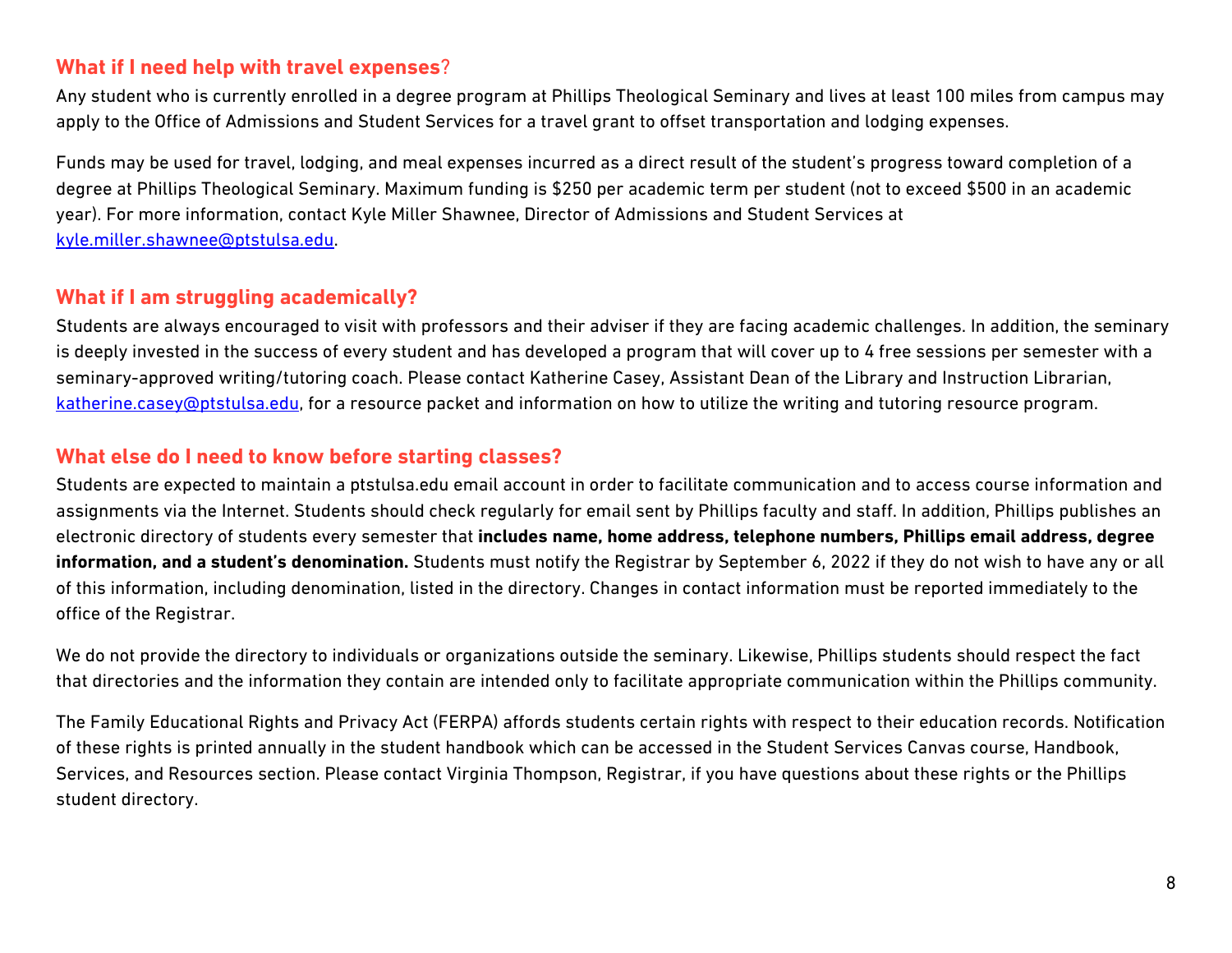### What if I need help with travel expenses?

Any student who is currently enrolled in a degree program at Phillips Theological Seminary and lives at least 100 miles from campus may apply to the Office of Admissions and Student Services for a travel grant to offset transportation and lodging expenses.

Funds may be used for travel, lodging, and meal expenses incurred as a direct result of the student's progress toward completion of a degree at Phillips Theological Seminary. Maximum funding is $250 per academic term per student (not to exceed $500 in an academic year). For more information, contact Kyle Miller Shawnee, Director of Admissions and Student Services at kyle.miller.shawnee@ptstulsa.edu.

### What if I am struggling academically?

Students are always encouraged to visit with professors and their adviser if they are facing academic challenges. In addition, the seminary is deeply invested in the success of every student and has developed a program that will cover up to 4 free sessions per semester with a seminary-approved writing/tutoring coach. Please contact Katherine Casey, Assistant Dean of the Library and Instruction Librarian, katherine.casey@ptstulsa.edu, for a resource packet and information on how to utilize the writing and tutoring resource program.

### What else do I need to know before starting classes?

Students are expected to maintain a ptstulsa.edu email account in order to facilitate communication and to access course information and assignments via the Internet. Students should check regularly for email sent by Phillips faculty and staff. In addition, Phillips publishes an electronic directory of students every semester that **includes name, home address, telephone numbers, Phillips email address, degree information, and a student's denomination.** Students must notify the Registrar by September 6, 2022 if they do not wish to have any or all of this information, including denomination, listed in the directory. Changes in contact information must be reported immediately to the office of the Registrar.

We do not provide the directory to individuals or organizations outside the seminary. Likewise, Phillips students should respect the fact that directories and the information they contain are intended only to facilitate appropriate communication within the Phillips community.

The Family Educational Rights and Privacy Act (FERPA) affords students certain rights with respect to their education records. Notification of these rights is printed annually in the student handbook which can be accessed in the Student Services Canvas course, Handbook, Services, and Resources section. Please contact Virginia Thompson, Registrar, if you have questions about these rights or the Phillips student directory.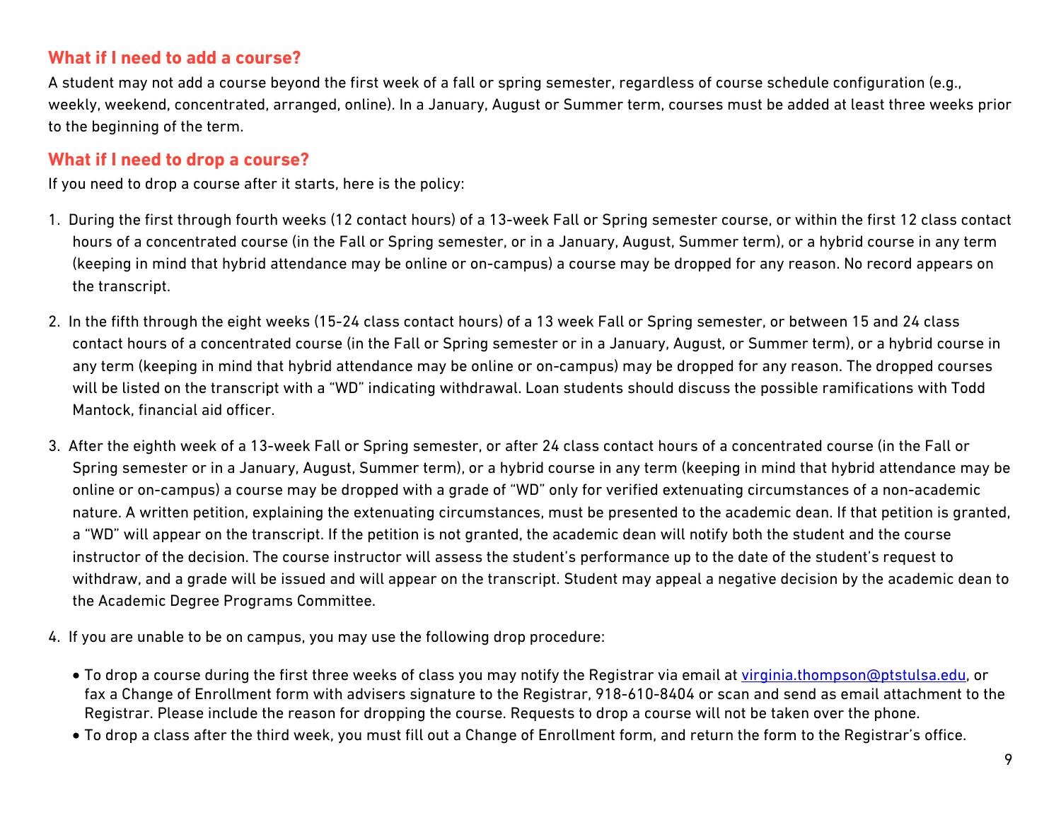## What if I need to add a course?

A student may not add a course beyond the first week of a fall or spring semester, regardless of course schedule configuration (e.g., weekly, weekend, concentrated, arranged, online). In a January, August or Summer term, courses must be added at least three weeks prior to the beginning of the term.

## What if I need to drop a course?

If you need to drop a course after it starts, here is the policy:

1. During the first through fourth weeks (12 contact hours) of a 13-week Fall or Spring semester course, or within the first 12 class contact hours of a concentrated course (in the Fall or Spring semester, or in a January, August, Summer term), or a hybrid course in any term (keeping in mind that hybrid attendance may be online or on-campus) a course may be dropped for any reason. No record appears on the transcript.

2. In the fifth through the eight weeks (15-24 class contact hours) of a 13 week Fall or Spring semester, or between 15 and 24 class contact hours of a concentrated course (in the Fall or Spring semester or in a January, August, or Summer term), or a hybrid course in any term (keeping in mind that hybrid attendance may be online or on-campus) may be dropped for any reason. The dropped courses will be listed on the transcript with a "WD" indicating withdrawal. Loan students should discuss the possible ramifications with Todd Mantock, financial aid officer.

3. After the eighth week of a 13-week Fall or Spring semester, or after 24 class contact hours of a concentrated course (in the Fall or Spring semester or in a January, August, Summer term), or a hybrid course in any term (keeping in mind that hybrid attendance may be online or on-campus) a course may be dropped with a grade of "WD" only for verified extenuating circumstances of a non-academic nature. A written petition, explaining the extenuating circumstances, must be presented to the academic dean. If that petition is granted, a "WD" will appear on the transcript. If the petition is not granted, the academic dean will notify both the student and the course instructor of the decision. The course instructor will assess the student's performance up to the date of the student's request to withdraw, and a grade will be issued and will appear on the transcript. Student may appeal a negative decision by the academic dean to the Academic Degree Programs Committee.

4. If you are unable to be on campus, you may use the following drop procedure:

   - To drop a course during the first three weeks of class you may notify the Registrar via email at virginia.thompson@ptstulsa.edu, or fax a Change of Enrollment form with advisers signature to the Registrar, 918-610-8404 or scan and send as email attachment to the Registrar. Please include the reason for dropping the course. Requests to drop a course will not be taken over the phone.
   - To drop a class after the third week, you must fill out a Change of Enrollment form, and return the form to the Registrar's office.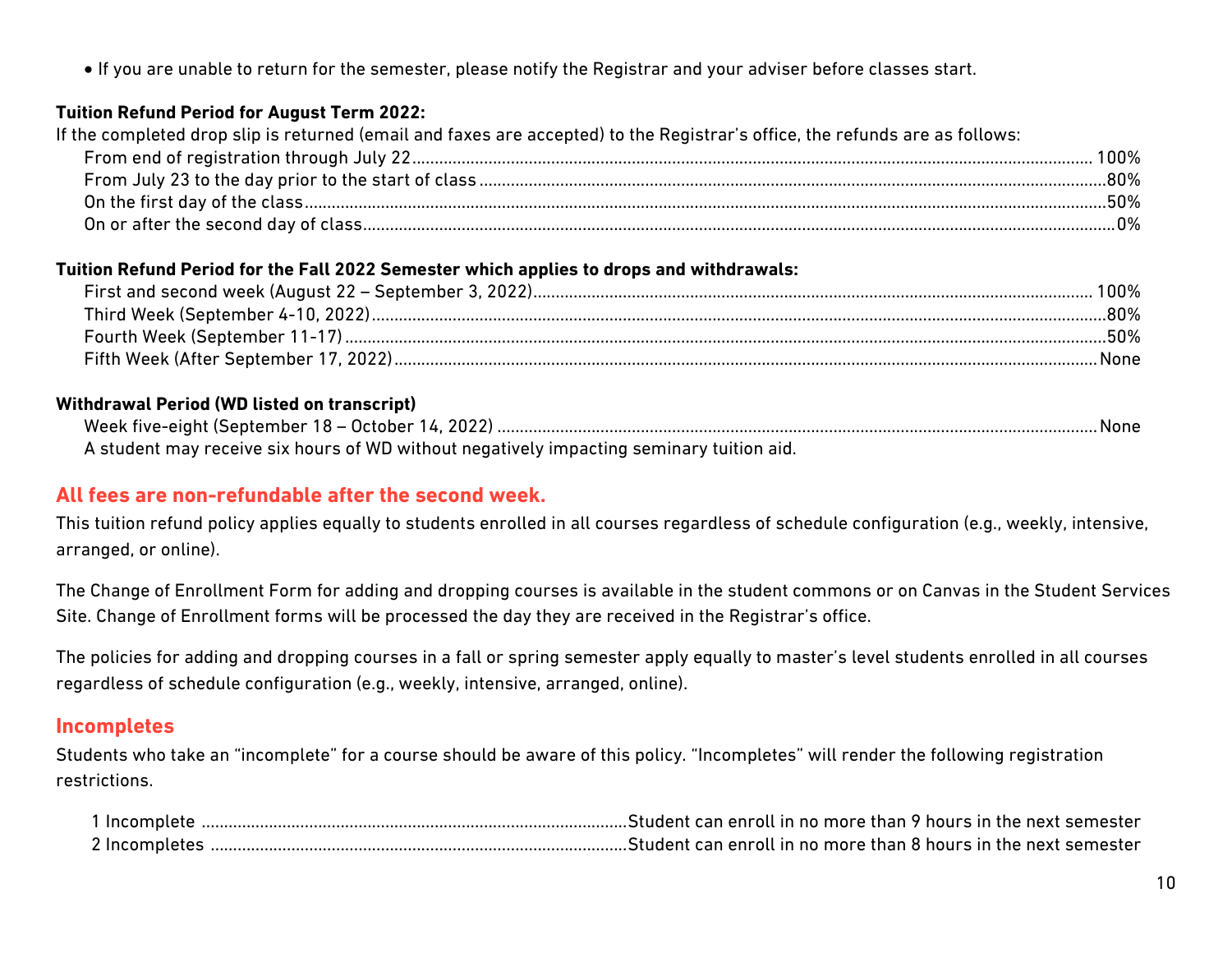- If you are unable to return for the semester, please notify the Registrar and your adviser before classes start.

**Tuition Refund Period for August Term 2022:**

If the completed drop slip is returned (email and faxes are accepted) to the Registrar's office, the refunds are as follows:

| Period | Refund |
|---|---|
| From end of registration through July 22 | 100% |
| From July 23 to the day prior to the start of class | 80% |
| On the first day of the class | 50% |
| On or after the second day of class | 0% |

**Tuition Refund Period for the Fall 2022 Semester which applies to drops and withdrawals:**

| Period | Refund |
|---|---|
| First and second week (August 22 – September 3, 2022) | 100% |
| Third Week (September 4-10, 2022) | 80% |
| Fourth Week (September 11-17) | 50% |
| Fifth Week (After September 17, 2022) | None |

**Withdrawal Period (WD listed on transcript)**

| Period | Refund |
|---|---|
| Week five-eight (September 18 – October 14, 2022) | None |

A student may receive six hours of WD without negatively impacting seminary tuition aid.

## All fees are non-refundable after the second week.

This tuition refund policy applies equally to students enrolled in all courses regardless of schedule configuration (e.g., weekly, intensive, arranged, or online).

The Change of Enrollment Form for adding and dropping courses is available in the student commons or on Canvas in the Student Services Site. Change of Enrollment forms will be processed the day they are received in the Registrar's office.

The policies for adding and dropping courses in a fall or spring semester apply equally to master's level students enrolled in all courses regardless of schedule configuration (e.g., weekly, intensive, arranged, online).

## Incompletes

Students who take an "incomplete" for a course should be aware of this policy. "Incompletes" will render the following registration restrictions.

| Incompletes | Restriction |
|---|---|
| 1 Incomplete | Student can enroll in no more than 9 hours in the next semester |
| 2 Incompletes | Student can enroll in no more than 8 hours in the next semester |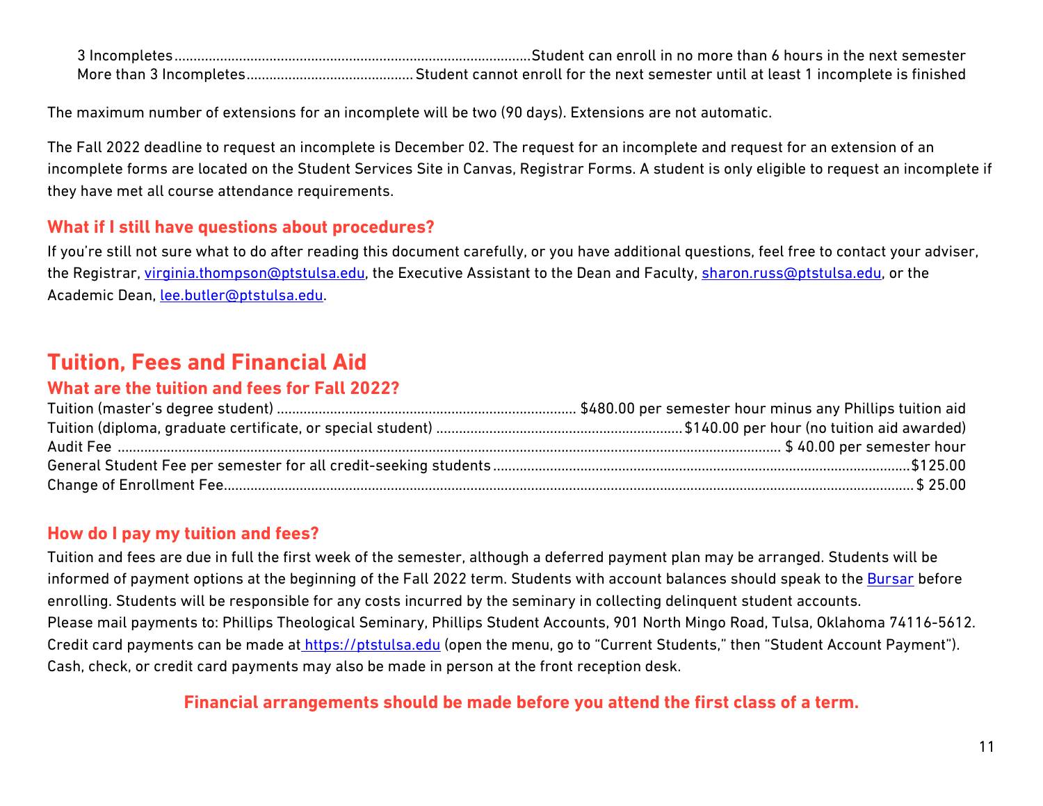3 Incompletes............................................................................................Student can enroll in no more than 6 hours in the next semester
More than 3 Incompletes...........................................Student cannot enroll for the next semester until at least 1 incomplete is finished

The maximum number of extensions for an incomplete will be two (90 days). Extensions are not automatic.

The Fall 2022 deadline to request an incomplete is December 02. The request for an incomplete and request for an extension of an incomplete forms are located on the Student Services Site in Canvas, Registrar Forms. A student is only eligible to request an incomplete if they have met all course attendance requirements.

### What if I still have questions about procedures?

If you're still not sure what to do after reading this document carefully, or you have additional questions, feel free to contact your adviser, the Registrar, virginia.thompson@ptstulsa.edu, the Executive Assistant to the Dean and Faculty, sharon.russ@ptstulsa.edu, or the Academic Dean, lee.butler@ptstulsa.edu.

## Tuition, Fees and Financial Aid

### What are the tuition and fees for Fall 2022?

Tuition (master's degree student) ............................................................................. $480.00 per semester hour minus any Phillips tuition aid
Tuition (diploma, graduate certificate, or special student) ................................................................$140.00 per hour (no tuition aid awarded)
Audit Fee ........................................................................................................................................................................ $ 40.00 per semester hour
General Student Fee per semester for all credit-seeking students ...........................................................................................................$125.00
Change of Enrollment Fee.................................................................................................................................................................................$ 25.00

### How do I pay my tuition and fees?

Tuition and fees are due in full the first week of the semester, although a deferred payment plan may be arranged. Students will be informed of payment options at the beginning of the Fall 2022 term. Students with account balances should speak to the Bursar before enrolling. Students will be responsible for any costs incurred by the seminary in collecting delinquent student accounts.
Please mail payments to: Phillips Theological Seminary, Phillips Student Accounts, 901 North Mingo Road, Tulsa, Oklahoma 74116-5612.
Credit card payments can be made at https://ptstulsa.edu (open the menu, go to "Current Students," then "Student Account Payment").
Cash, check, or credit card payments may also be made in person at the front reception desk.

**Financial arrangements should be made before you attend the first class of a term.**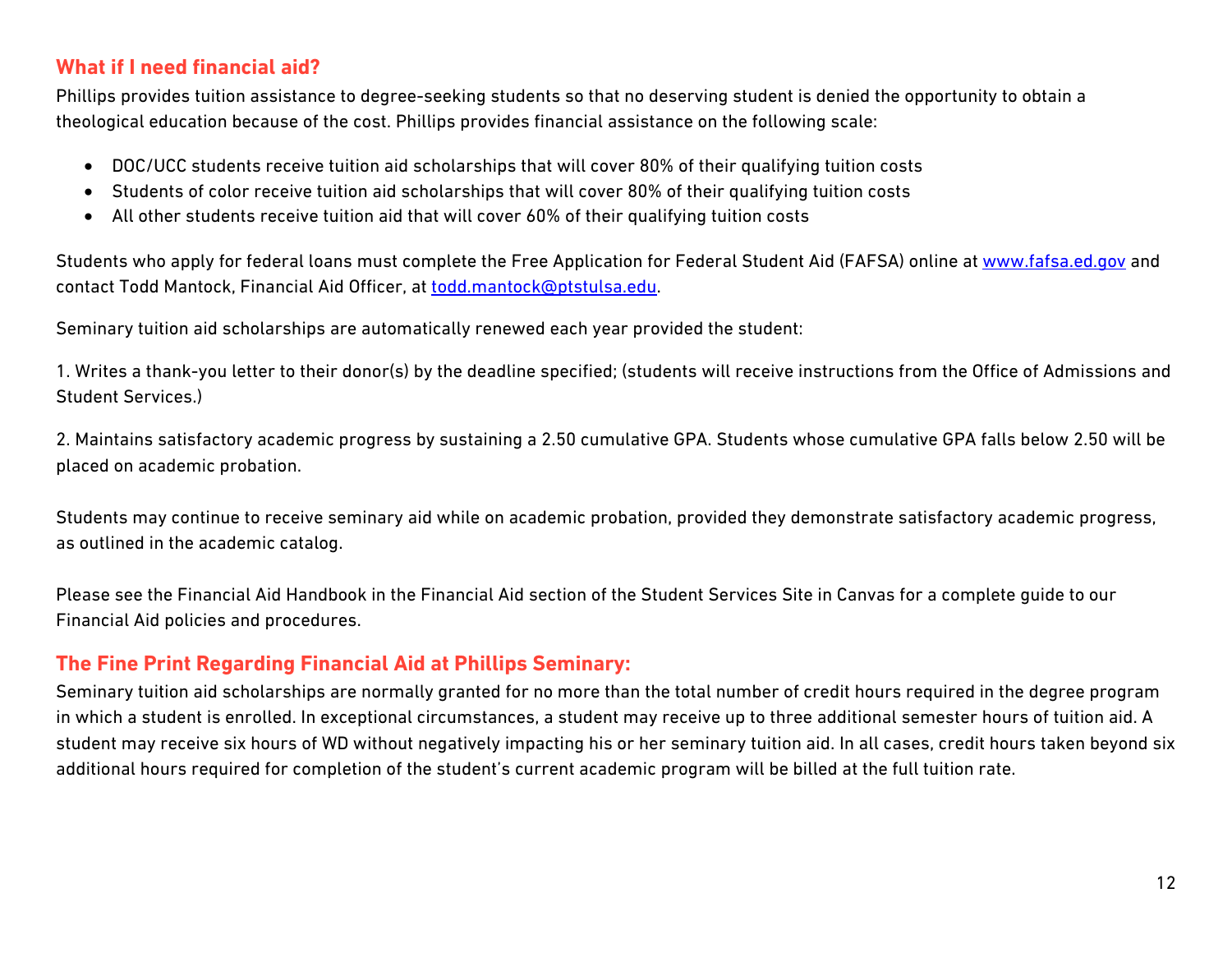## What if I need financial aid?

Phillips provides tuition assistance to degree-seeking students so that no deserving student is denied the opportunity to obtain a theological education because of the cost. Phillips provides financial assistance on the following scale:

- DOC/UCC students receive tuition aid scholarships that will cover 80% of their qualifying tuition costs
- Students of color receive tuition aid scholarships that will cover 80% of their qualifying tuition costs
- All other students receive tuition aid that will cover 60% of their qualifying tuition costs

Students who apply for federal loans must complete the Free Application for Federal Student Aid (FAFSA) online at [www.fafsa.ed.gov](http://www.fafsa.ed.gov) and contact Todd Mantock, Financial Aid Officer, at [todd.mantock@ptstulsa.edu](mailto:todd.mantock@ptstulsa.edu).

Seminary tuition aid scholarships are automatically renewed each year provided the student:

1. Writes a thank-you letter to their donor(s) by the deadline specified; (students will receive instructions from the Office of Admissions and Student Services.)

2. Maintains satisfactory academic progress by sustaining a 2.50 cumulative GPA. Students whose cumulative GPA falls below 2.50 will be placed on academic probation.

Students may continue to receive seminary aid while on academic probation, provided they demonstrate satisfactory academic progress, as outlined in the academic catalog.

Please see the Financial Aid Handbook in the Financial Aid section of the Student Services Site in Canvas for a complete guide to our Financial Aid policies and procedures.

## The Fine Print Regarding Financial Aid at Phillips Seminary:

Seminary tuition aid scholarships are normally granted for no more than the total number of credit hours required in the degree program in which a student is enrolled. In exceptional circumstances, a student may receive up to three additional semester hours of tuition aid. A student may receive six hours of WD without negatively impacting his or her seminary tuition aid. In all cases, credit hours taken beyond six additional hours required for completion of the student's current academic program will be billed at the full tuition rate.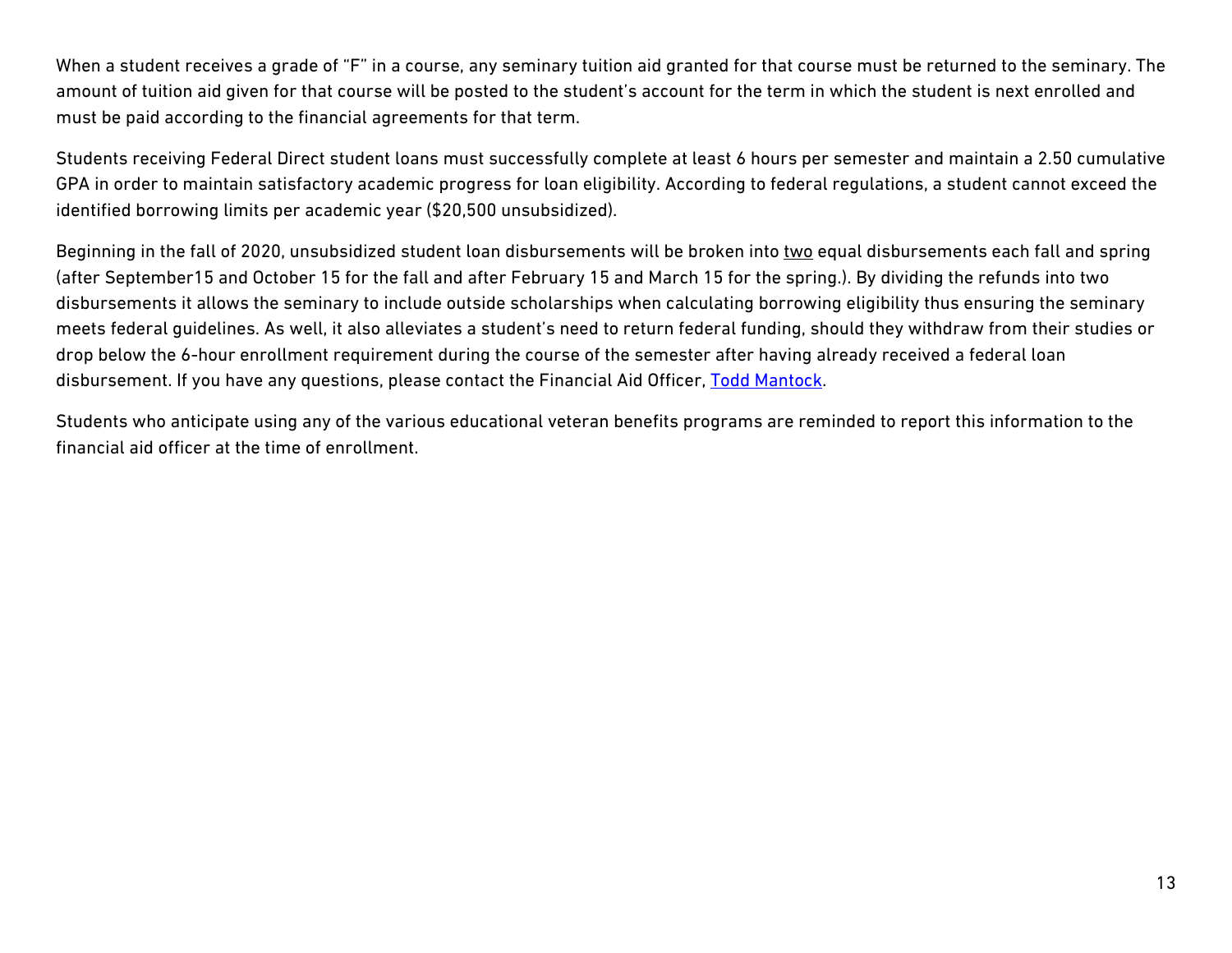When a student receives a grade of "F" in a course, any seminary tuition aid granted for that course must be returned to the seminary. The amount of tuition aid given for that course will be posted to the student's account for the term in which the student is next enrolled and must be paid according to the financial agreements for that term.

Students receiving Federal Direct student loans must successfully complete at least 6 hours per semester and maintain a 2.50 cumulative GPA in order to maintain satisfactory academic progress for loan eligibility. According to federal regulations, a student cannot exceed the identified borrowing limits per academic year ($20,500 unsubsidized).

Beginning in the fall of 2020, unsubsidized student loan disbursements will be broken into two equal disbursements each fall and spring (after September15 and October 15 for the fall and after February 15 and March 15 for the spring.). By dividing the refunds into two disbursements it allows the seminary to include outside scholarships when calculating borrowing eligibility thus ensuring the seminary meets federal guidelines. As well, it also alleviates a student's need to return federal funding, should they withdraw from their studies or drop below the 6-hour enrollment requirement during the course of the semester after having already received a federal loan disbursement. If you have any questions, please contact the Financial Aid Officer, Todd Mantock.

Students who anticipate using any of the various educational veteran benefits programs are reminded to report this information to the financial aid officer at the time of enrollment.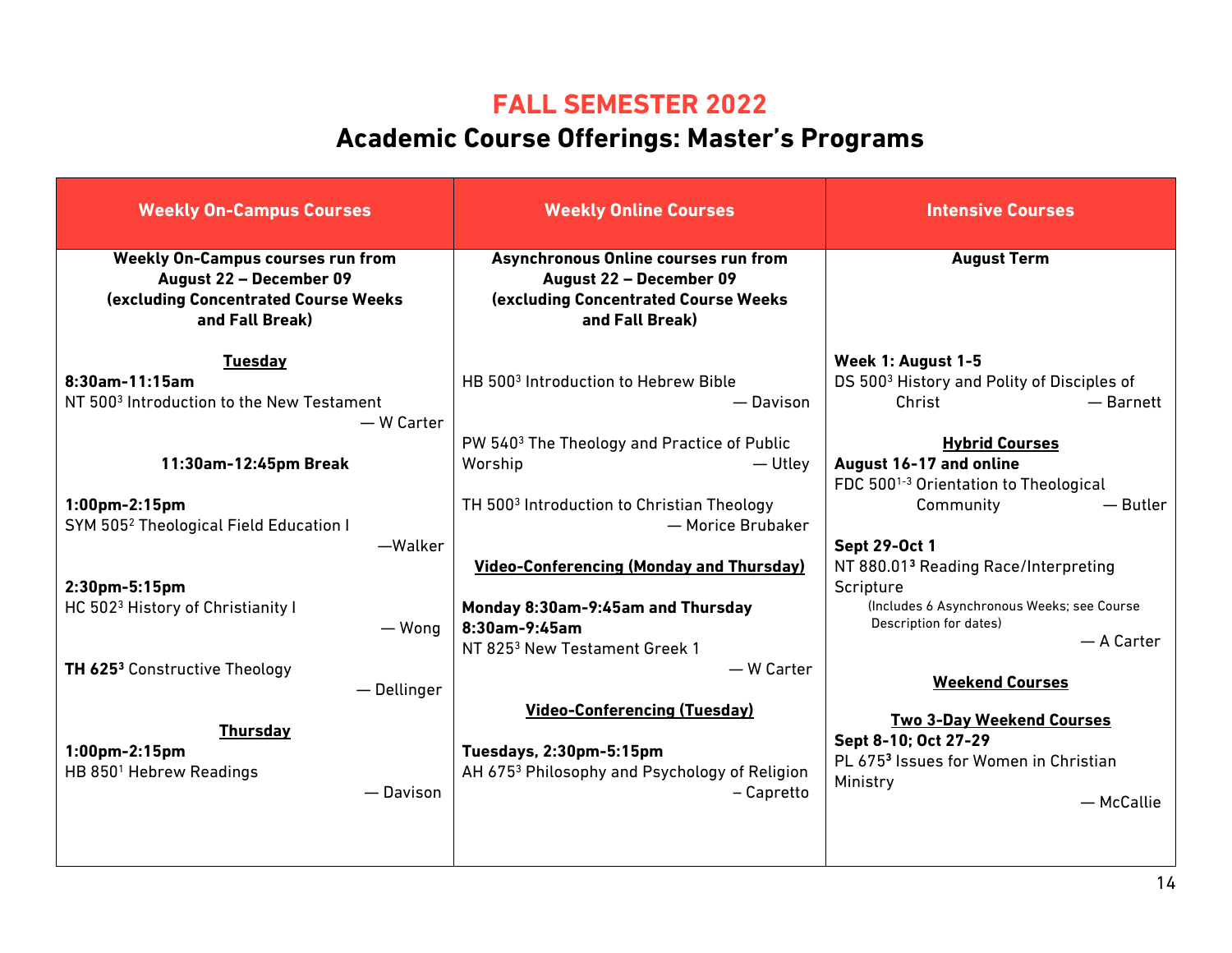# FALL SEMESTER 2022

## Academic Course Offerings: Master's Programs

### Weekly On-Campus Courses

**Weekly On-Campus courses run from August 22 – December 09 (excluding Concentrated Course Weeks and Fall Break)**

**Tuesday**

**8:30am-11:15am**
NT 500[3] Introduction to the New Testament — W Carter

**11:30am-12:45pm Break**

**1:00pm-2:15pm**
SYM 505[2] Theological Field Education I —Walker

**2:30pm-5:15pm**
HC 502[3] History of Christianity I — Wong

**TH 625[3]** Constructive Theology — Dellinger

**Thursday**

**1:00pm-2:15pm**
HB 850[1] Hebrew Readings — Davison

### Weekly Online Courses

**Asynchronous Online courses run from August 22 – December 09 (excluding Concentrated Course Weeks and Fall Break)**

HB 500[3] Introduction to Hebrew Bible — Davison

PW 540[3] The Theology and Practice of Public Worship — Utley

TH 500[3] Introduction to Christian Theology — Morice Brubaker

**Video-Conferencing (Monday and Thursday)**

**Monday 8:30am-9:45am and Thursday 8:30am-9:45am**
NT 825[3] New Testament Greek 1 — W Carter

**Video-Conferencing (Tuesday)**

**Tuesdays, 2:30pm-5:15pm**
AH 675[3] Philosophy and Psychology of Religion – Capretto

### Intensive Courses

**August Term**

**Week 1: August 1-5**
DS 500[3] History and Polity of Disciples of Christ — Barnett

**Hybrid Courses**

**August 16-17 and online**
FDC 500[1-3] Orientation to Theological Community — Butler

**Sept 29-Oct 1**
NT 880.01**[3]** Reading Race/Interpreting Scripture
(Includes 6 Asynchronous Weeks; see Course Description for dates) — A Carter

**Weekend Courses**

**Two 3-Day Weekend Courses**
**Sept 8-10; Oct 27-29**
PL 675**[3]** Issues for Women in Christian Ministry — McCallie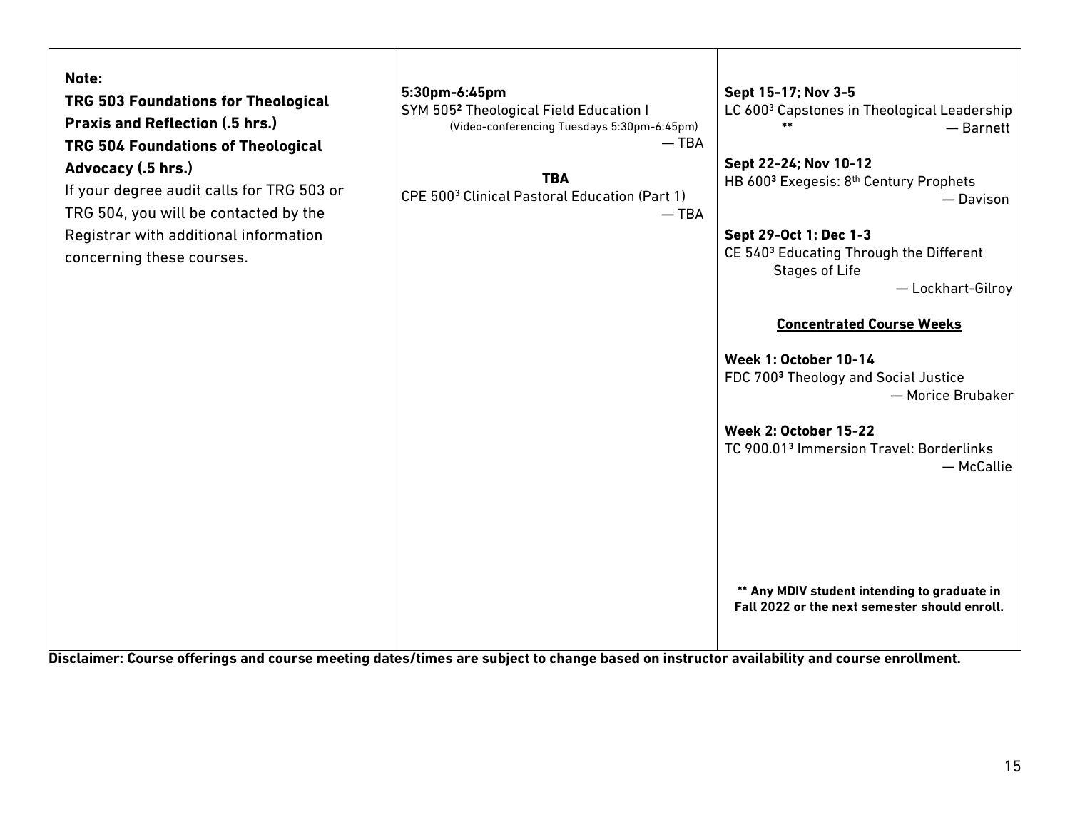**Note:**
**TRG 503 Foundations for Theological Praxis and Reflection (.5 hrs.)**
**TRG 504 Foundations of Theological Advocacy (.5 hrs.)**
If your degree audit calls for TRG 503 or TRG 504, you will be contacted by the Registrar with additional information concerning these courses.

**5:30pm-6:45pm**
SYM 505[2] Theological Field Education I
(Video-conferencing Tuesdays 5:30pm-6:45pm)
— TBA

**TBA**
CPE 500[3] Clinical Pastoral Education (Part 1)
— TBA

**Sept 15-17; Nov 3-5**
LC 600[3] Capstones in Theological Leadership **
— Barnett

**Sept 22-24; Nov 10-12**
HB 600[3] Exegesis: 8th Century Prophets
— Davison

**Sept 29-Oct 1; Dec 1-3**
CE 540[3] Educating Through the Different Stages of Life
— Lockhart-Gilroy

**Concentrated Course Weeks**

**Week 1: October 10-14**
FDC 700[3] Theology and Social Justice
— Morice Brubaker

**Week 2: October 15-22**
TC 900.01[3] Immersion Travel: Borderlinks
— McCallie

**** Any MDIV student intending to graduate in Fall 2022 or the next semester should enroll.**

**Disclaimer: Course offerings and course meeting dates/times are subject to change based on instructor availability and course enrollment.**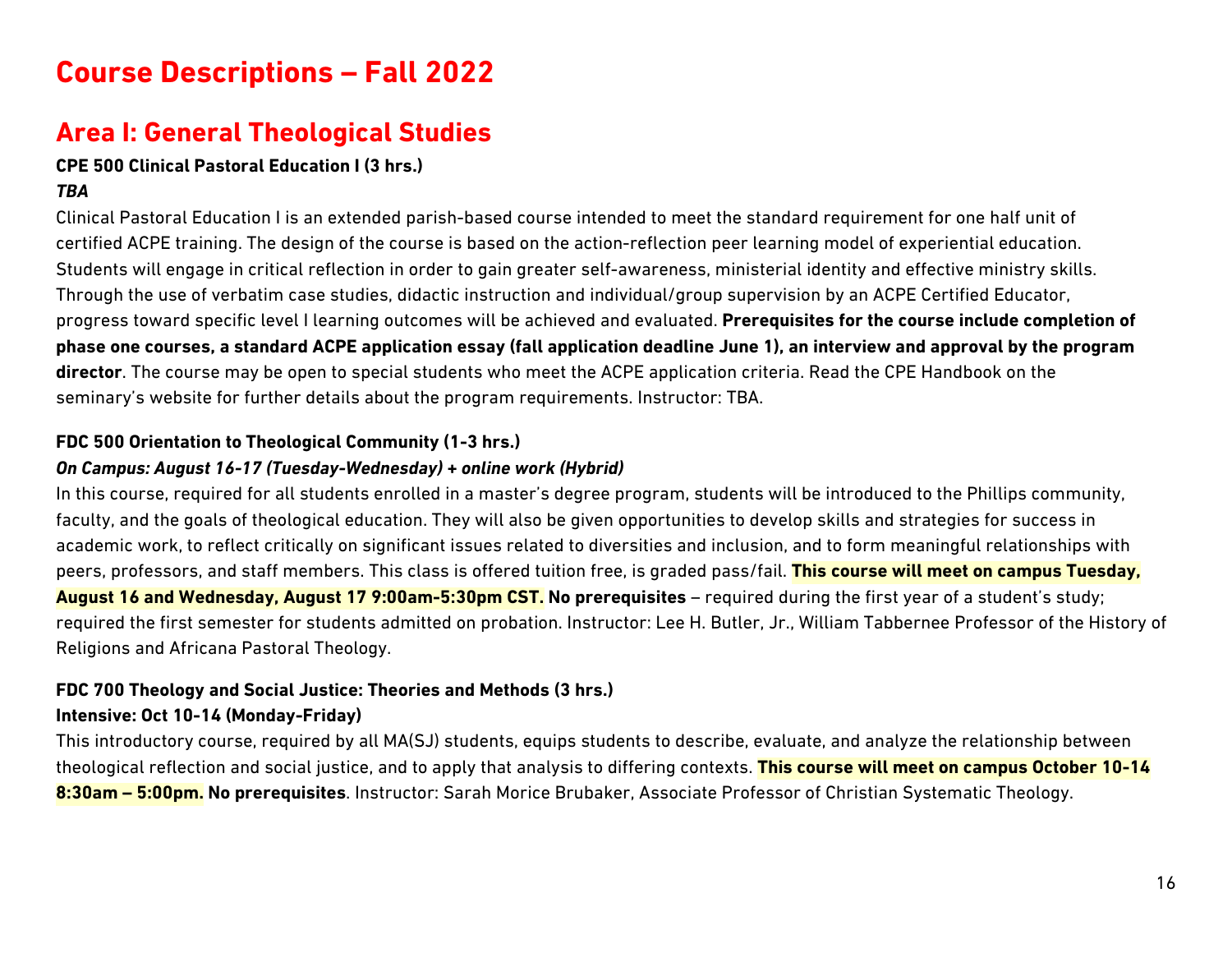# Course Descriptions – Fall 2022

## Area I: General Theological Studies

**CPE 500 Clinical Pastoral Education I (3 hrs.)**

***TBA***

Clinical Pastoral Education I is an extended parish-based course intended to meet the standard requirement for one half unit of certified ACPE training. The design of the course is based on the action-reflection peer learning model of experiential education. Students will engage in critical reflection in order to gain greater self-awareness, ministerial identity and effective ministry skills. Through the use of verbatim case studies, didactic instruction and individual/group supervision by an ACPE Certified Educator, progress toward specific level I learning outcomes will be achieved and evaluated. **Prerequisites for the course include completion of phase one courses, a standard ACPE application essay (fall application deadline June 1), an interview and approval by the program director**. The course may be open to special students who meet the ACPE application criteria. Read the CPE Handbook on the seminary's website for further details about the program requirements. Instructor: TBA.

**FDC 500 Orientation to Theological Community (1-3 hrs.)**

***On Campus: August 16-17 (Tuesday-Wednesday) + online work (Hybrid)***

In this course, required for all students enrolled in a master's degree program, students will be introduced to the Phillips community, faculty, and the goals of theological education. They will also be given opportunities to develop skills and strategies for success in academic work, to reflect critically on significant issues related to diversities and inclusion, and to form meaningful relationships with peers, professors, and staff members. This class is offered tuition free, is graded pass/fail. **This course will meet on campus Tuesday, August 16 and Wednesday, August 17 9:00am-5:30pm CST. No prerequisites** – required during the first year of a student's study; required the first semester for students admitted on probation. Instructor: Lee H. Butler, Jr., William Tabbernee Professor of the History of Religions and Africana Pastoral Theology.

**FDC 700 Theology and Social Justice: Theories and Methods (3 hrs.)**

**Intensive: Oct 10-14 (Monday-Friday)**

This introductory course, required by all MA(SJ) students, equips students to describe, evaluate, and analyze the relationship between theological reflection and social justice, and to apply that analysis to differing contexts. **This course will meet on campus October 10-14 8:30am – 5:00pm. No prerequisites**. Instructor: Sarah Morice Brubaker, Associate Professor of Christian Systematic Theology.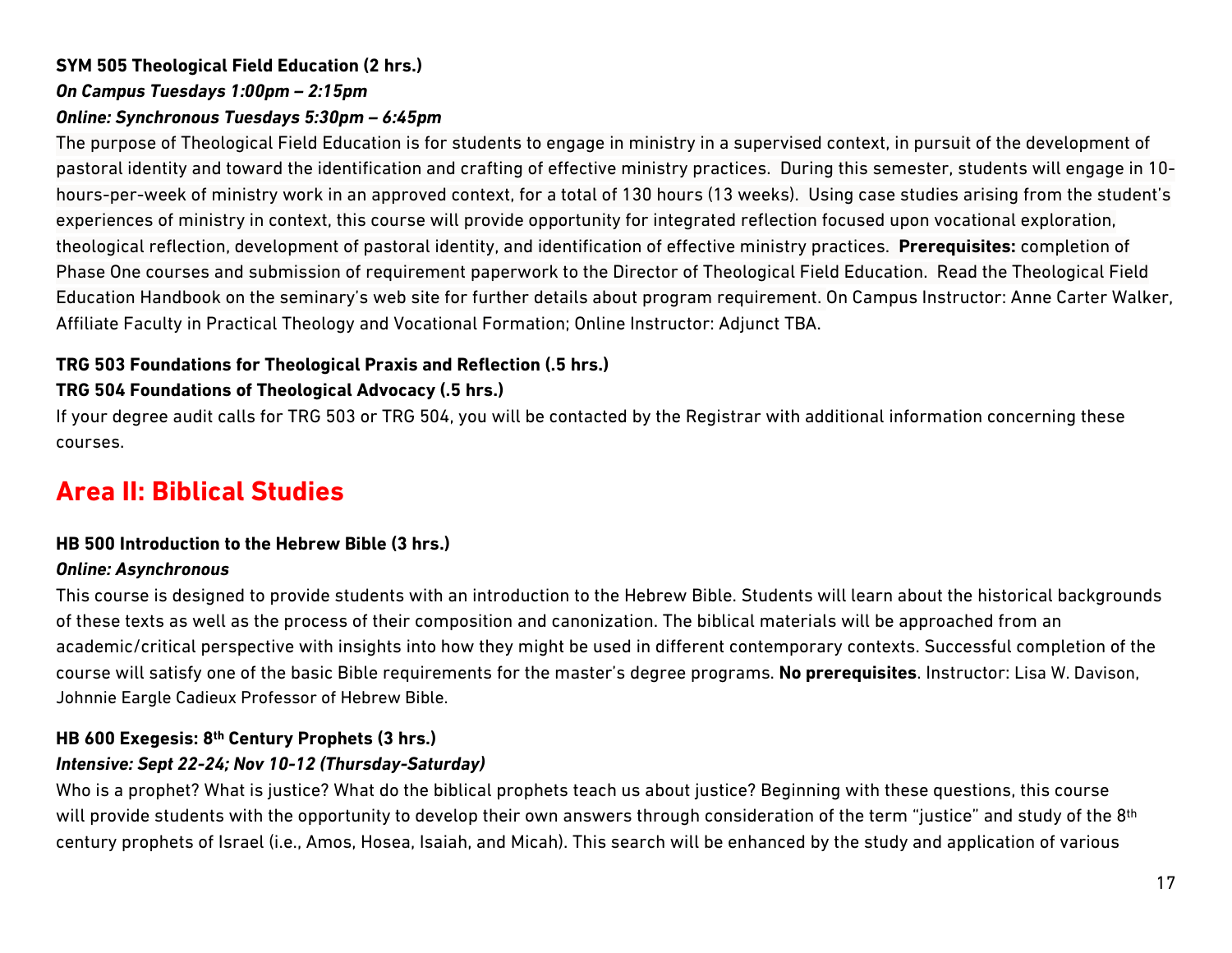**SYM 505 Theological Field Education (2 hrs.)**
***On Campus Tuesdays 1:00pm – 2:15pm***
***Online: Synchronous Tuesdays 5:30pm – 6:45pm***
The purpose of Theological Field Education is for students to engage in ministry in a supervised context, in pursuit of the development of pastoral identity and toward the identification and crafting of effective ministry practices. During this semester, students will engage in 10-hours-per-week of ministry work in an approved context, for a total of 130 hours (13 weeks). Using case studies arising from the student's experiences of ministry in context, this course will provide opportunity for integrated reflection focused upon vocational exploration, theological reflection, development of pastoral identity, and identification of effective ministry practices. **Prerequisites:** completion of Phase One courses and submission of requirement paperwork to the Director of Theological Field Education. Read the Theological Field Education Handbook on the seminary's web site for further details about program requirement. On Campus Instructor: Anne Carter Walker, Affiliate Faculty in Practical Theology and Vocational Formation; Online Instructor: Adjunct TBA.

**TRG 503 Foundations for Theological Praxis and Reflection (.5 hrs.)**
**TRG 504 Foundations of Theological Advocacy (.5 hrs.)**
If your degree audit calls for TRG 503 or TRG 504, you will be contacted by the Registrar with additional information concerning these courses.

## Area II: Biblical Studies

**HB 500 Introduction to the Hebrew Bible (3 hrs.)**
***Online: Asynchronous***
This course is designed to provide students with an introduction to the Hebrew Bible. Students will learn about the historical backgrounds of these texts as well as the process of their composition and canonization. The biblical materials will be approached from an academic/critical perspective with insights into how they might be used in different contemporary contexts. Successful completion of the course will satisfy one of the basic Bible requirements for the master's degree programs. **No prerequisites**. Instructor: Lisa W. Davison, Johnnie Eargle Cadieux Professor of Hebrew Bible.

**HB 600 Exegesis: 8th Century Prophets (3 hrs.)**
***Intensive: Sept 22-24; Nov 10-12 (Thursday-Saturday)***
Who is a prophet? What is justice? What do the biblical prophets teach us about justice? Beginning with these questions, this course will provide students with the opportunity to develop their own answers through consideration of the term "justice" and study of the 8th century prophets of Israel (i.e., Amos, Hosea, Isaiah, and Micah). This search will be enhanced by the study and application of various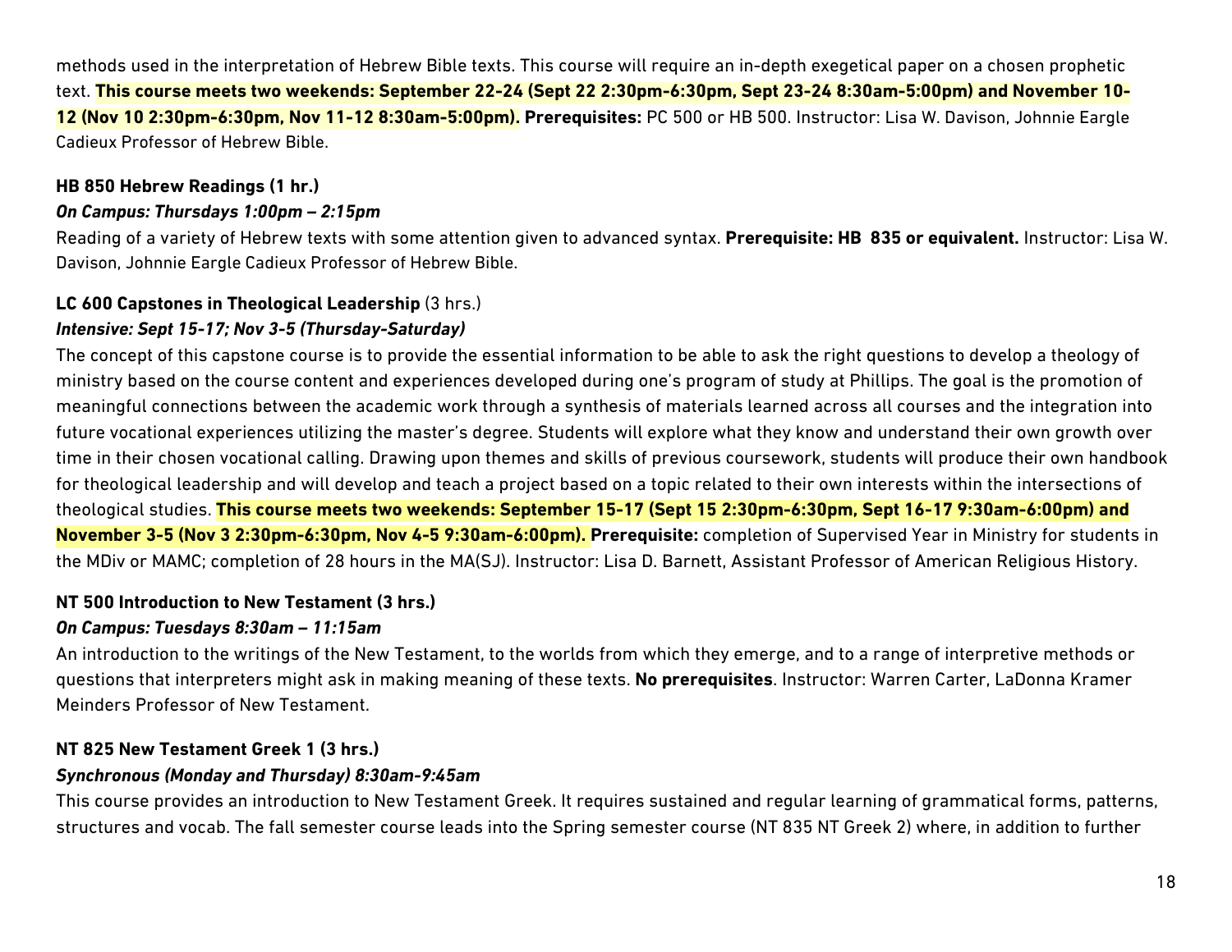methods used in the interpretation of Hebrew Bible texts. This course will require an in-depth exegetical paper on a chosen prophetic text. **This course meets two weekends: September 22-24 (Sept 22 2:30pm-6:30pm, Sept 23-24 8:30am-5:00pm) and November 10-12 (Nov 10 2:30pm-6:30pm, Nov 11-12 8:30am-5:00pm). Prerequisites:** PC 500 or HB 500. Instructor: Lisa W. Davison, Johnnie Eargle Cadieux Professor of Hebrew Bible.

**HB 850 Hebrew Readings (1 hr.)**

***On Campus: Thursdays 1:00pm – 2:15pm***

Reading of a variety of Hebrew texts with some attention given to advanced syntax. **Prerequisite: HB 835 or equivalent.** Instructor: Lisa W. Davison, Johnnie Eargle Cadieux Professor of Hebrew Bible.

**LC 600 Capstones in Theological Leadership** (3 hrs.)

***Intensive: Sept 15-17; Nov 3-5 (Thursday-Saturday)***

The concept of this capstone course is to provide the essential information to be able to ask the right questions to develop a theology of ministry based on the course content and experiences developed during one's program of study at Phillips. The goal is the promotion of meaningful connections between the academic work through a synthesis of materials learned across all courses and the integration into future vocational experiences utilizing the master's degree. Students will explore what they know and understand their own growth over time in their chosen vocational calling. Drawing upon themes and skills of previous coursework, students will produce their own handbook for theological leadership and will develop and teach a project based on a topic related to their own interests within the intersections of theological studies. **This course meets two weekends: September 15-17 (Sept 15 2:30pm-6:30pm, Sept 16-17 9:30am-6:00pm) and November 3-5 (Nov 3 2:30pm-6:30pm, Nov 4-5 9:30am-6:00pm). Prerequisite:** completion of Supervised Year in Ministry for students in the MDiv or MAMC; completion of 28 hours in the MA(SJ). Instructor: Lisa D. Barnett, Assistant Professor of American Religious History.

**NT 500 Introduction to New Testament (3 hrs.)**

***On Campus: Tuesdays 8:30am – 11:15am***

An introduction to the writings of the New Testament, to the worlds from which they emerge, and to a range of interpretive methods or questions that interpreters might ask in making meaning of these texts. **No prerequisites**. Instructor: Warren Carter, LaDonna Kramer Meinders Professor of New Testament.

**NT 825 New Testament Greek 1 (3 hrs.)**

***Synchronous (Monday and Thursday) 8:30am-9:45am***

This course provides an introduction to New Testament Greek. It requires sustained and regular learning of grammatical forms, patterns, structures and vocab. The fall semester course leads into the Spring semester course (NT 835 NT Greek 2) where, in addition to further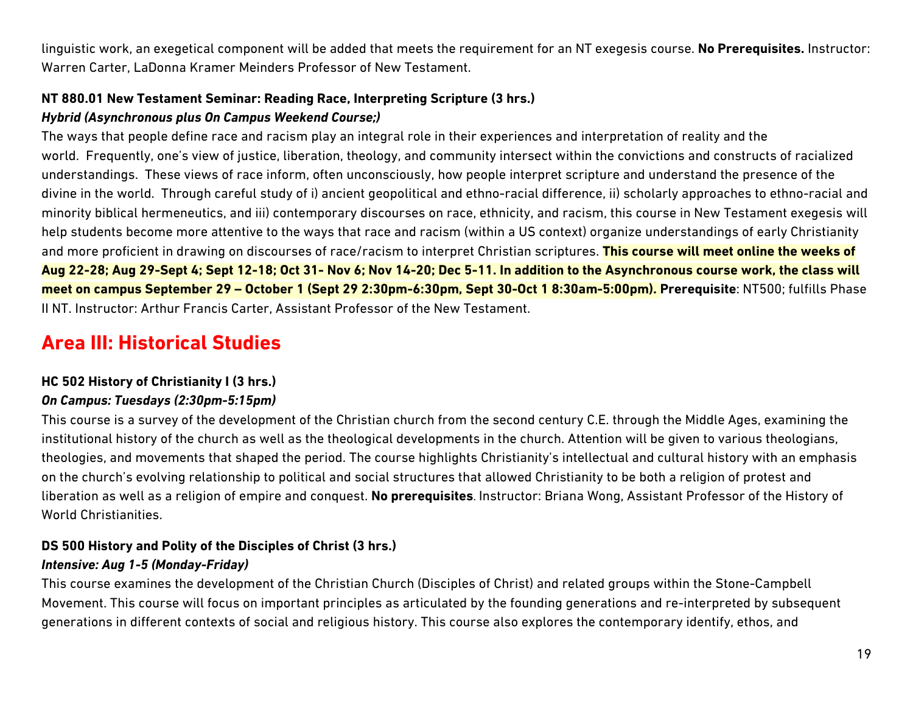linguistic work, an exegetical component will be added that meets the requirement for an NT exegesis course. **No Prerequisites.** Instructor: Warren Carter, LaDonna Kramer Meinders Professor of New Testament.

### NT 880.01 New Testament Seminar: Reading Race, Interpreting Scripture (3 hrs.)

***Hybrid (Asynchronous plus On Campus Weekend Course;)***

The ways that people define race and racism play an integral role in their experiences and interpretation of reality and the world. Frequently, one's view of justice, liberation, theology, and community intersect within the convictions and constructs of racialized understandings. These views of race inform, often unconsciously, how people interpret scripture and understand the presence of the divine in the world. Through careful study of i) ancient geopolitical and ethno-racial difference, ii) scholarly approaches to ethno-racial and minority biblical hermeneutics, and iii) contemporary discourses on race, ethnicity, and racism, this course in New Testament exegesis will help students become more attentive to the ways that race and racism (within a US context) organize understandings of early Christianity and more proficient in drawing on discourses of race/racism to interpret Christian scriptures. **This course will meet online the weeks of Aug 22-28; Aug 29-Sept 4; Sept 12-18; Oct 31- Nov 6; Nov 14-20; Dec 5-11. In addition to the Asynchronous course work, the class will meet on campus September 29 – October 1 (Sept 29 2:30pm-6:30pm, Sept 30-Oct 1 8:30am-5:00pm).** **Prerequisite**: NT500; fulfills Phase II NT. Instructor: Arthur Francis Carter, Assistant Professor of the New Testament.

## Area III: Historical Studies

### HC 502 History of Christianity I (3 hrs.)

***On Campus: Tuesdays (2:30pm-5:15pm)***

This course is a survey of the development of the Christian church from the second century C.E. through the Middle Ages, examining the institutional history of the church as well as the theological developments in the church. Attention will be given to various theologians, theologies, and movements that shaped the period. The course highlights Christianity's intellectual and cultural history with an emphasis on the church's evolving relationship to political and social structures that allowed Christianity to be both a religion of protest and liberation as well as a religion of empire and conquest. **No prerequisites**. Instructor: Briana Wong, Assistant Professor of the History of World Christianities.

### DS 500 History and Polity of the Disciples of Christ (3 hrs.)

***Intensive: Aug 1-5 (Monday-Friday)***

This course examines the development of the Christian Church (Disciples of Christ) and related groups within the Stone-Campbell Movement. This course will focus on important principles as articulated by the founding generations and re-interpreted by subsequent generations in different contexts of social and religious history. This course also explores the contemporary identify, ethos, and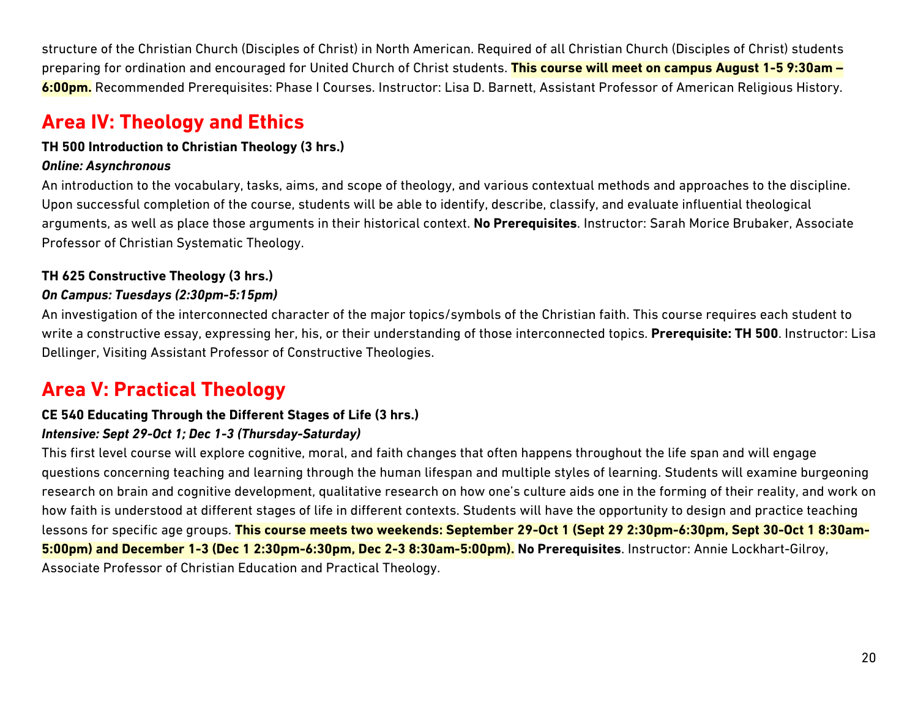structure of the Christian Church (Disciples of Christ) in North American. Required of all Christian Church (Disciples of Christ) students preparing for ordination and encouraged for United Church of Christ students. **This course will meet on campus August 1-5 9:30am – 6:00pm.** Recommended Prerequisites: Phase I Courses. Instructor: Lisa D. Barnett, Assistant Professor of American Religious History.

## Area IV: Theology and Ethics

**TH 500 Introduction to Christian Theology (3 hrs.)**

***Online: Asynchronous***

An introduction to the vocabulary, tasks, aims, and scope of theology, and various contextual methods and approaches to the discipline. Upon successful completion of the course, students will be able to identify, describe, classify, and evaluate influential theological arguments, as well as place those arguments in their historical context. **No Prerequisites**. Instructor: Sarah Morice Brubaker, Associate Professor of Christian Systematic Theology.

**TH 625 Constructive Theology (3 hrs.)**

***On Campus: Tuesdays (2:30pm-5:15pm)***

An investigation of the interconnected character of the major topics/symbols of the Christian faith. This course requires each student to write a constructive essay, expressing her, his, or their understanding of those interconnected topics. **Prerequisite: TH 500**. Instructor: Lisa Dellinger, Visiting Assistant Professor of Constructive Theologies.

## Area V: Practical Theology

**CE 540 Educating Through the Different Stages of Life (3 hrs.)**

***Intensive: Sept 29-Oct 1; Dec 1-3 (Thursday-Saturday)***

This first level course will explore cognitive, moral, and faith changes that often happens throughout the life span and will engage questions concerning teaching and learning through the human lifespan and multiple styles of learning. Students will examine burgeoning research on brain and cognitive development, qualitative research on how one's culture aids one in the forming of their reality, and work on how faith is understood at different stages of life in different contexts. Students will have the opportunity to design and practice teaching lessons for specific age groups. **This course meets two weekends: September 29-Oct 1 (Sept 29 2:30pm-6:30pm, Sept 30-Oct 1 8:30am-5:00pm) and December 1-3 (Dec 1 2:30pm-6:30pm, Dec 2-3 8:30am-5:00pm).** **No Prerequisites**. Instructor: Annie Lockhart-Gilroy, Associate Professor of Christian Education and Practical Theology.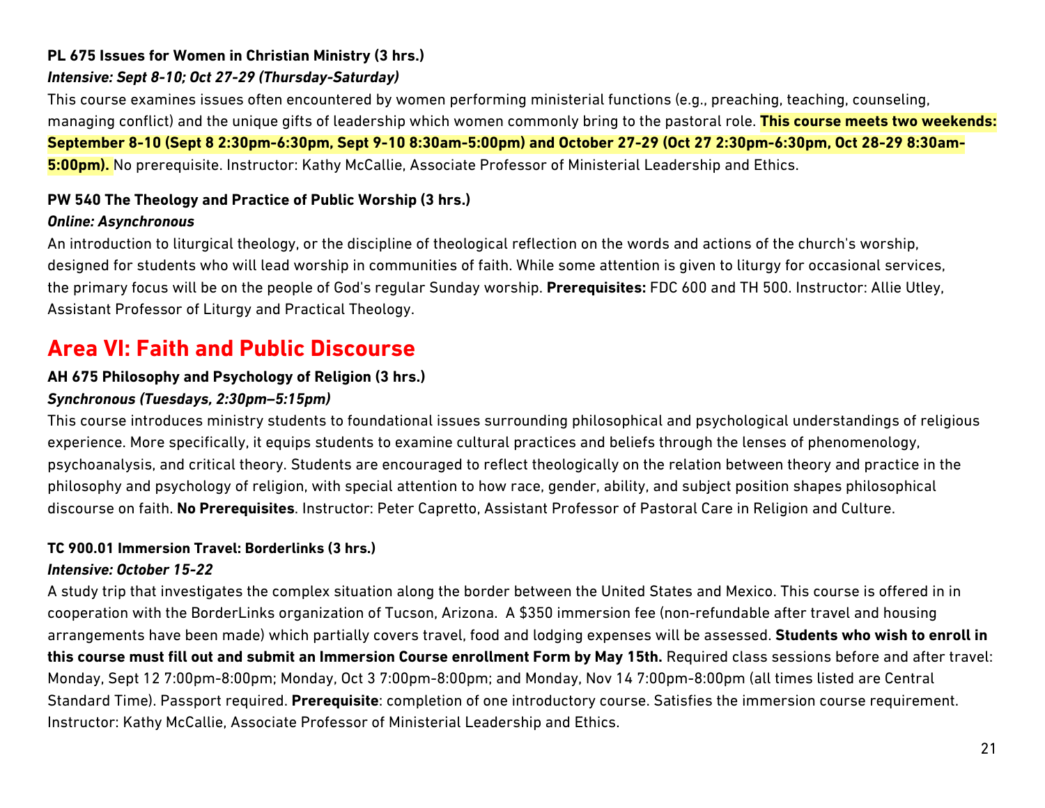**PL 675 Issues for Women in Christian Ministry (3 hrs.)**

***Intensive: Sept 8-10; Oct 27-29 (Thursday-Saturday)***

This course examines issues often encountered by women performing ministerial functions (e.g., preaching, teaching, counseling, managing conflict) and the unique gifts of leadership which women commonly bring to the pastoral role. **This course meets two weekends: September 8-10 (Sept 8 2:30pm-6:30pm, Sept 9-10 8:30am-5:00pm) and October 27-29 (Oct 27 2:30pm-6:30pm, Oct 28-29 8:30am-5:00pm).** No prerequisite. Instructor: Kathy McCallie, Associate Professor of Ministerial Leadership and Ethics.

**PW 540 The Theology and Practice of Public Worship (3 hrs.)**

***Online: Asynchronous***

An introduction to liturgical theology, or the discipline of theological reflection on the words and actions of the church's worship, designed for students who will lead worship in communities of faith. While some attention is given to liturgy for occasional services, the primary focus will be on the people of God's regular Sunday worship. **Prerequisites:** FDC 600 and TH 500. Instructor: Allie Utley, Assistant Professor of Liturgy and Practical Theology.

## Area VI: Faith and Public Discourse

**AH 675 Philosophy and Psychology of Religion (3 hrs.)**

***Synchronous (Tuesdays, 2:30pm–5:15pm)***

This course introduces ministry students to foundational issues surrounding philosophical and psychological understandings of religious experience. More specifically, it equips students to examine cultural practices and beliefs through the lenses of phenomenology, psychoanalysis, and critical theory. Students are encouraged to reflect theologically on the relation between theory and practice in the philosophy and psychology of religion, with special attention to how race, gender, ability, and subject position shapes philosophical discourse on faith. **No Prerequisites**. Instructor: Peter Capretto, Assistant Professor of Pastoral Care in Religion and Culture.

**TC 900.01 Immersion Travel: Borderlinks (3 hrs.)**

***Intensive: October 15-22***

A study trip that investigates the complex situation along the border between the United States and Mexico. This course is offered in in cooperation with the BorderLinks organization of Tucson, Arizona. A $350 immersion fee (non-refundable after travel and housing arrangements have been made) which partially covers travel, food and lodging expenses will be assessed. **Students who wish to enroll in this course must fill out and submit an Immersion Course enrollment Form by May 15th.** Required class sessions before and after travel: Monday, Sept 12 7:00pm-8:00pm; Monday, Oct 3 7:00pm-8:00pm; and Monday, Nov 14 7:00pm-8:00pm (all times listed are Central Standard Time). Passport required. **Prerequisite**: completion of one introductory course. Satisfies the immersion course requirement. Instructor: Kathy McCallie, Associate Professor of Ministerial Leadership and Ethics.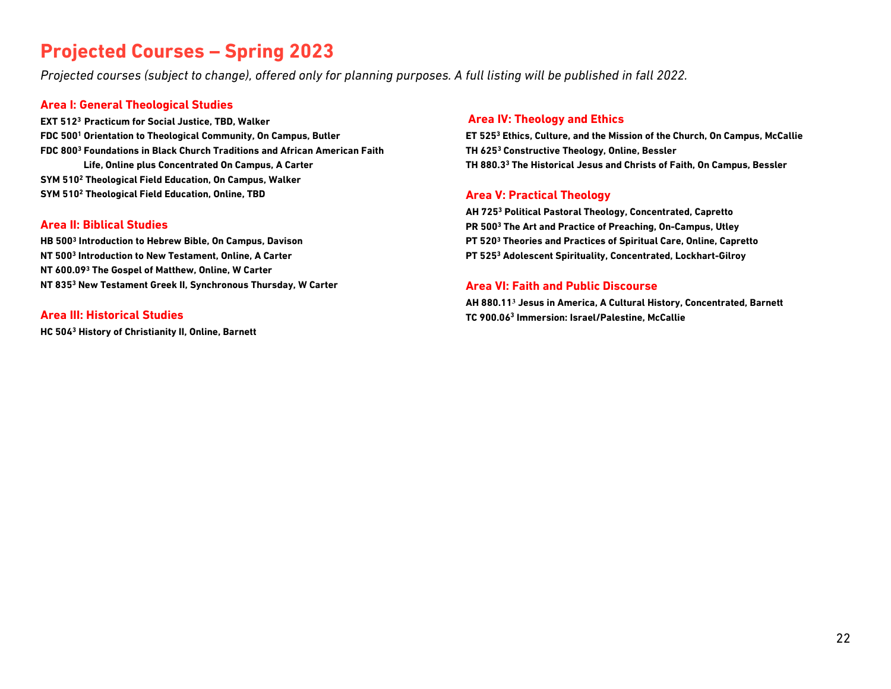# Projected Courses – Spring 2023

*Projected courses (subject to change), offered only for planning purposes. A full listing will be published in fall 2022.*

## Area I: General Theological Studies

**EXT 512[3] Practicum for Social Justice, TBD, Walker**
**FDC 500[1] Orientation to Theological Community, On Campus, Butler**
**FDC 800[3] Foundations in Black Church Traditions and African American Faith Life, Online plus Concentrated On Campus, A Carter**
**SYM 510[2] Theological Field Education, On Campus, Walker**
**SYM 510[2] Theological Field Education, Online, TBD**

## Area II: Biblical Studies

**HB 500[3] Introduction to Hebrew Bible, On Campus, Davison**
**NT 500[3] Introduction to New Testament, Online, A Carter**
**NT 600.09[3] The Gospel of Matthew, Online, W Carter**
**NT 835[3] New Testament Greek II, Synchronous Thursday, W Carter**

## Area III: Historical Studies

**HC 504[3] History of Christianity II, Online, Barnett**

## Area IV: Theology and Ethics

**ET 525[3] Ethics, Culture, and the Mission of the Church, On Campus, McCallie**
**TH 625[3] Constructive Theology, Online, Bessler**
**TH 880.3[3] The Historical Jesus and Christs of Faith, On Campus, Bessler**

## Area V: Practical Theology

**AH 725[3] Political Pastoral Theology, Concentrated, Capretto**
**PR 500[3] The Art and Practice of Preaching, On-Campus, Utley**
**PT 520[3] Theories and Practices of Spiritual Care, Online, Capretto**
**PT 525[3] Adolescent Spirituality, Concentrated, Lockhart-Gilroy**

## Area VI: Faith and Public Discourse

**AH 880.11[3] Jesus in America, A Cultural History, Concentrated, Barnett**
**TC 900.06[3] Immersion: Israel/Palestine, McCallie**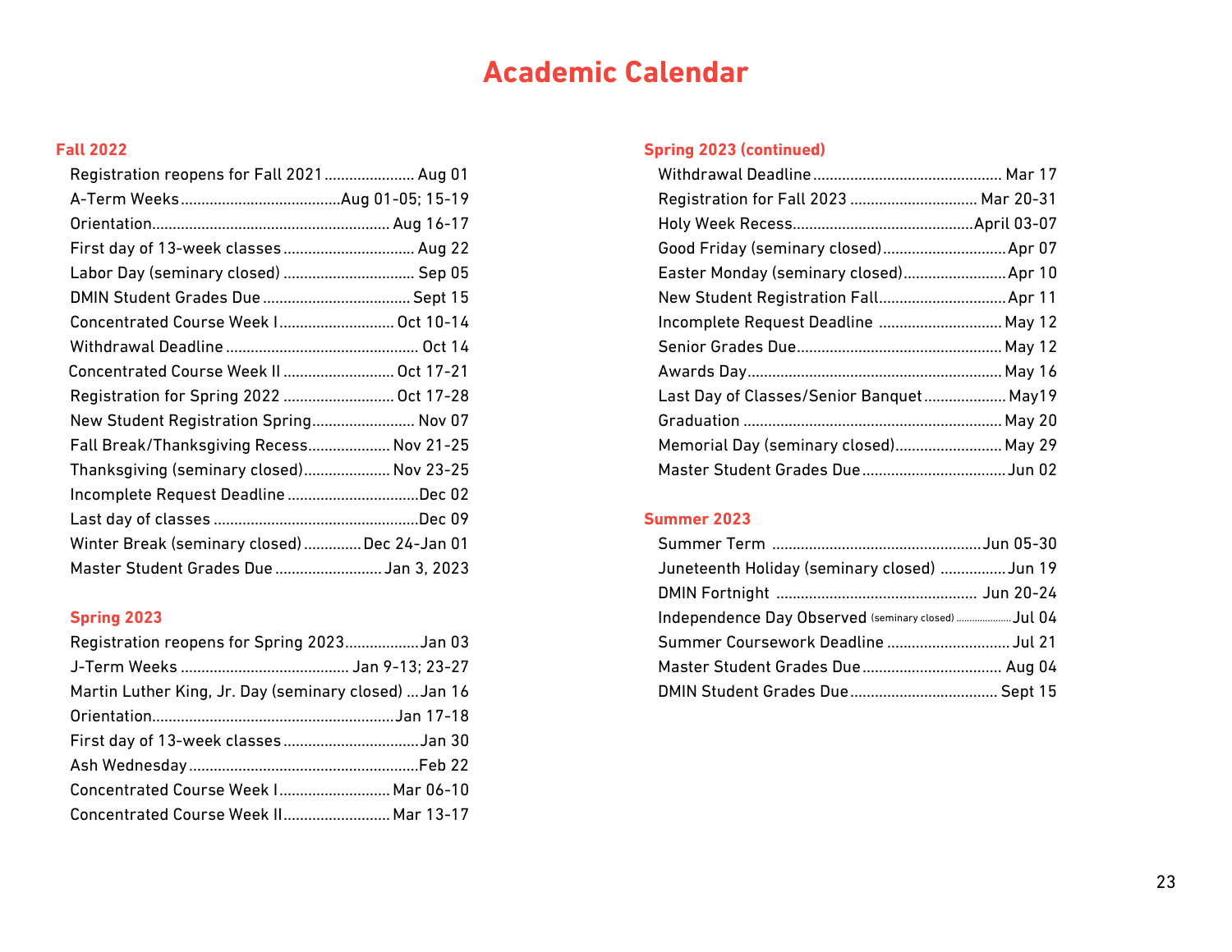# Academic Calendar

## Fall 2022

| | |
|---|---|
| Registration reopens for Fall 2021 | Aug 01 |
| A-Term Weeks | Aug 01-05; 15-19 |
| Orientation | Aug 16-17 |
| First day of 13-week classes | Aug 22 |
| Labor Day (seminary closed) | Sep 05 |
| DMIN Student Grades Due | Sept 15 |
| Concentrated Course Week I | Oct 10-14 |
| Withdrawal Deadline | Oct 14 |
| Concentrated Course Week II | Oct 17-21 |
| Registration for Spring 2022 | Oct 17-28 |
| New Student Registration Spring | Nov 07 |
| Fall Break/Thanksgiving Recess | Nov 21-25 |
| Thanksgiving (seminary closed) | Nov 23-25 |
| Incomplete Request Deadline | Dec 02 |
| Last day of classes | Dec 09 |
| Winter Break (seminary closed) | Dec 24-Jan 01 |
| Master Student Grades Due | Jan 3, 2023 |

## Spring 2023

| | |
|---|---|
| Registration reopens for Spring 2023 | Jan 03 |
| J-Term Weeks | Jan 9-13; 23-27 |
| Martin Luther King, Jr. Day (seminary closed) | Jan 16 |
| Orientation | Jan 17-18 |
| First day of 13-week classes | Jan 30 |
| Ash Wednesday | Feb 22 |
| Concentrated Course Week I | Mar 06-10 |
| Concentrated Course Week II | Mar 13-17 |

## Spring 2023 (continued)

| | |
|---|---|
| Withdrawal Deadline | Mar 17 |
| Registration for Fall 2023 | Mar 20-31 |
| Holy Week Recess | April 03-07 |
| Good Friday (seminary closed) | Apr 07 |
| Easter Monday (seminary closed) | Apr 10 |
| New Student Registration Fall | Apr 11 |
| Incomplete Request Deadline | May 12 |
| Senior Grades Due | May 12 |
| Awards Day | May 16 |
| Last Day of Classes/Senior Banquet | May19 |
| Graduation | May 20 |
| Memorial Day (seminary closed) | May 29 |
| Master Student Grades Due | Jun 02 |

## Summer 2023

| | |
|---|---|
| Summer Term | Jun 05-30 |
| Juneteenth Holiday (seminary closed) | Jun 19 |
| DMIN Fortnight | Jun 20-24 |
| Independence Day Observed (seminary closed) | Jul 04 |
| Summer Coursework Deadline | Jul 21 |
| Master Student Grades Due | Aug 04 |
| DMIN Student Grades Due | Sept 15 |